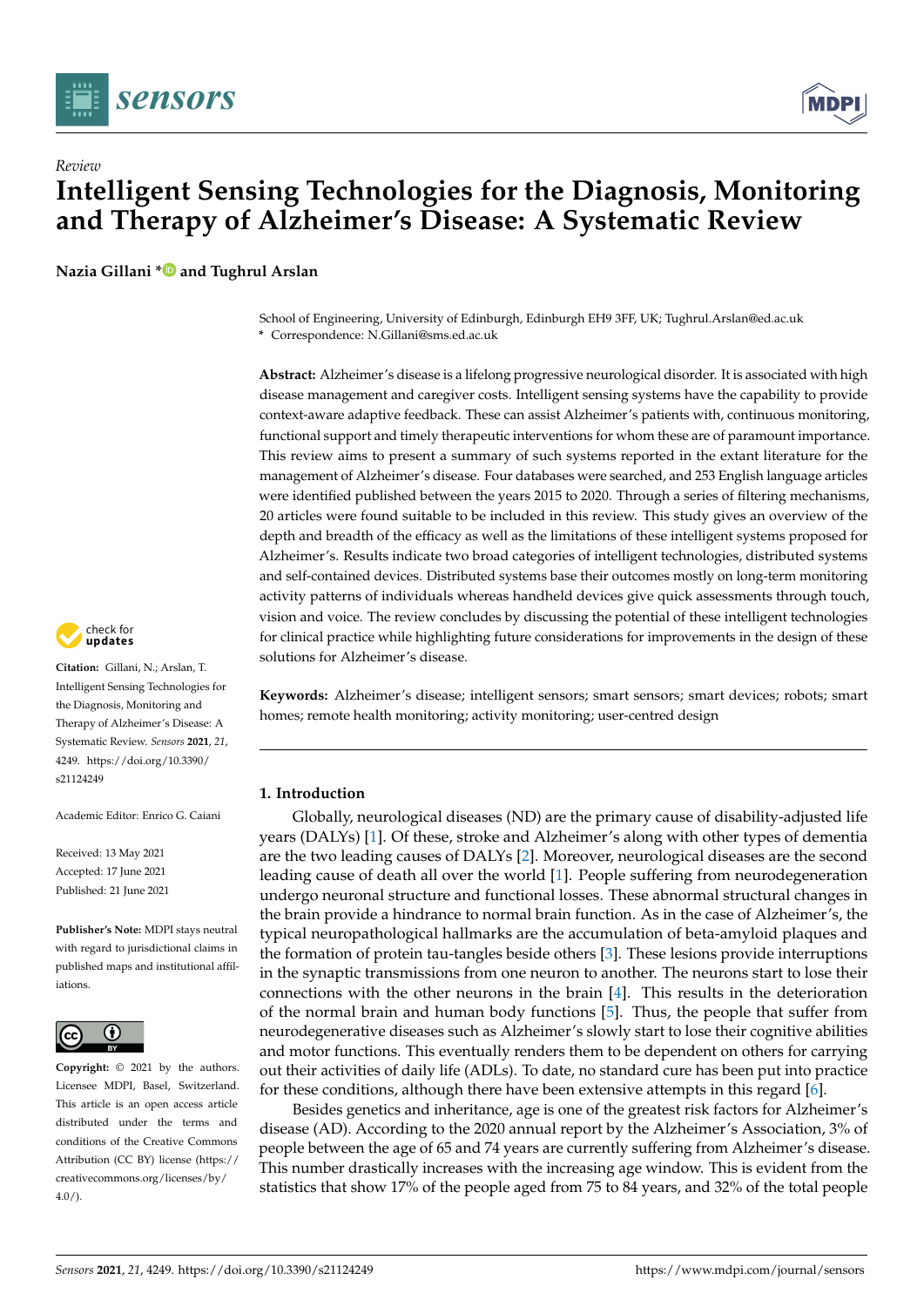*Review*

# Intelligent Sensing Technologies for the Diagnosis, Monitoring and Therapy of Alzheimer's Disease: A Systematic Review

**Nazia Gillani * and Tughrul Arslan**

School of Engineering, University of Edinburgh, Edinburgh EH9 3FF, UK; Tughrul.Arslan@ed.ac.uk
* Correspondence: N.Gillani@sms.ed.ac.uk

**Abstract:** Alzheimer's disease is a lifelong progressive neurological disorder. It is associated with high disease management and caregiver costs. Intelligent sensing systems have the capability to provide context-aware adaptive feedback. These can assist Alzheimer's patients with, continuous monitoring, functional support and timely therapeutic interventions for whom these are of paramount importance. This review aims to present a summary of such systems reported in the extant literature for the management of Alzheimer's disease. Four databases were searched, and 253 English language articles were identified published between the years 2015 to 2020. Through a series of filtering mechanisms, 20 articles were found suitable to be included in this review. This study gives an overview of the depth and breadth of the efficacy as well as the limitations of these intelligent systems proposed for Alzheimer's. Results indicate two broad categories of intelligent technologies, distributed systems and self-contained devices. Distributed systems base their outcomes mostly on long-term monitoring activity patterns of individuals whereas handheld devices give quick assessments through touch, vision and voice. The review concludes by discussing the potential of these intelligent technologies for clinical practice while highlighting future considerations for improvements in the design of these solutions for Alzheimer's disease.

**Keywords:** Alzheimer's disease; intelligent sensors; smart sensors; smart devices; robots; smart homes; remote health monitoring; activity monitoring; user-centred design

**Citation:** Gillani, N.; Arslan, T. Intelligent Sensing Technologies for the Diagnosis, Monitoring and Therapy of Alzheimer's Disease: A Systematic Review. *Sensors* **2021**, *21*, 4249. https://doi.org/10.3390/s21124249

Academic Editor: Enrico G. Caiani

Received: 13 May 2021
Accepted: 17 June 2021
Published: 21 June 2021

**Publisher's Note:** MDPI stays neutral with regard to jurisdictional claims in published maps and institutional affiliations.

**Copyright:** © 2021 by the authors. Licensee MDPI, Basel, Switzerland. This article is an open access article distributed under the terms and conditions of the Creative Commons Attribution (CC BY) license (https://creativecommons.org/licenses/by/4.0/).

## 1. Introduction

Globally, neurological diseases (ND) are the primary cause of disability-adjusted life years (DALYs) [1]. Of these, stroke and Alzheimer's along with other types of dementia are the two leading causes of DALYs [2]. Moreover, neurological diseases are the second leading cause of death all over the world [1]. People suffering from neurodegeneration undergo neuronal structure and functional losses. These abnormal structural changes in the brain provide a hindrance to normal brain function. As in the case of Alzheimer's, the typical neuropathological hallmarks are the accumulation of beta-amyloid plaques and the formation of protein tau-tangles beside others [3]. These lesions provide interruptions in the synaptic transmissions from one neuron to another. The neurons start to lose their connections with the other neurons in the brain [4]. This results in the deterioration of the normal brain and human body functions [5]. Thus, the people that suffer from neurodegenerative diseases such as Alzheimer's slowly start to lose their cognitive abilities and motor functions. This eventually renders them to be dependent on others for carrying out their activities of daily life (ADLs). To date, no standard cure has been put into practice for these conditions, although there have been extensive attempts in this regard [6].

Besides genetics and inheritance, age is one of the greatest risk factors for Alzheimer's disease (AD). According to the 2020 annual report by the Alzheimer's Association, 3% of people between the age of 65 and 74 years are currently suffering from Alzheimer's disease. This number drastically increases with the increasing age window. This is evident from the statistics that show 17% of the people aged from 75 to 84 years, and 32% of the total people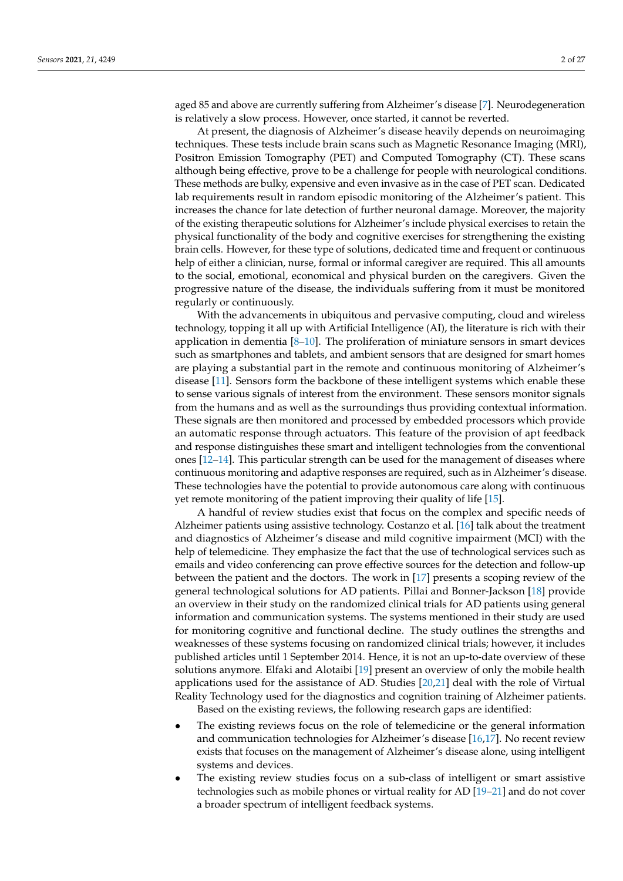aged 85 and above are currently suffering from Alzheimer's disease [7]. Neurodegeneration is relatively a slow process. However, once started, it cannot be reverted.

At present, the diagnosis of Alzheimer's disease heavily depends on neuroimaging techniques. These tests include brain scans such as Magnetic Resonance Imaging (MRI), Positron Emission Tomography (PET) and Computed Tomography (CT). These scans although being effective, prove to be a challenge for people with neurological conditions. These methods are bulky, expensive and even invasive as in the case of PET scan. Dedicated lab requirements result in random episodic monitoring of the Alzheimer's patient. This increases the chance for late detection of further neuronal damage. Moreover, the majority of the existing therapeutic solutions for Alzheimer's include physical exercises to retain the physical functionality of the body and cognitive exercises for strengthening the existing brain cells. However, for these type of solutions, dedicated time and frequent or continuous help of either a clinician, nurse, formal or informal caregiver are required. This all amounts to the social, emotional, economical and physical burden on the caregivers. Given the progressive nature of the disease, the individuals suffering from it must be monitored regularly or continuously.

With the advancements in ubiquitous and pervasive computing, cloud and wireless technology, topping it all up with Artificial Intelligence (AI), the literature is rich with their application in dementia [8–10]. The proliferation of miniature sensors in smart devices such as smartphones and tablets, and ambient sensors that are designed for smart homes are playing a substantial part in the remote and continuous monitoring of Alzheimer's disease [11]. Sensors form the backbone of these intelligent systems which enable these to sense various signals of interest from the environment. These sensors monitor signals from the humans and as well as the surroundings thus providing contextual information. These signals are then monitored and processed by embedded processors which provide an automatic response through actuators. This feature of the provision of apt feedback and response distinguishes these smart and intelligent technologies from the conventional ones [12–14]. This particular strength can be used for the management of diseases where continuous monitoring and adaptive responses are required, such as in Alzheimer's disease. These technologies have the potential to provide autonomous care along with continuous yet remote monitoring of the patient improving their quality of life [15].

A handful of review studies exist that focus on the complex and specific needs of Alzheimer patients using assistive technology. Costanzo et al. [16] talk about the treatment and diagnostics of Alzheimer's disease and mild cognitive impairment (MCI) with the help of telemedicine. They emphasize the fact that the use of technological services such as emails and video conferencing can prove effective sources for the detection and follow-up between the patient and the doctors. The work in [17] presents a scoping review of the general technological solutions for AD patients. Pillai and Bonner-Jackson [18] provide an overview in their study on the randomized clinical trials for AD patients using general information and communication systems. The systems mentioned in their study are used for monitoring cognitive and functional decline. The study outlines the strengths and weaknesses of these systems focusing on randomized clinical trials; however, it includes published articles until 1 September 2014. Hence, it is not an up-to-date overview of these solutions anymore. Elfaki and Alotaibi [19] present an overview of only the mobile health applications used for the assistance of AD. Studies [20,21] deal with the role of Virtual Reality Technology used for the diagnostics and cognition training of Alzheimer patients.

Based on the existing reviews, the following research gaps are identified:

- The existing reviews focus on the role of telemedicine or the general information and communication technologies for Alzheimer's disease [16,17]. No recent review exists that focuses on the management of Alzheimer's disease alone, using intelligent systems and devices.
- The existing review studies focus on a sub-class of intelligent or smart assistive technologies such as mobile phones or virtual reality for AD [19–21] and do not cover a broader spectrum of intelligent feedback systems.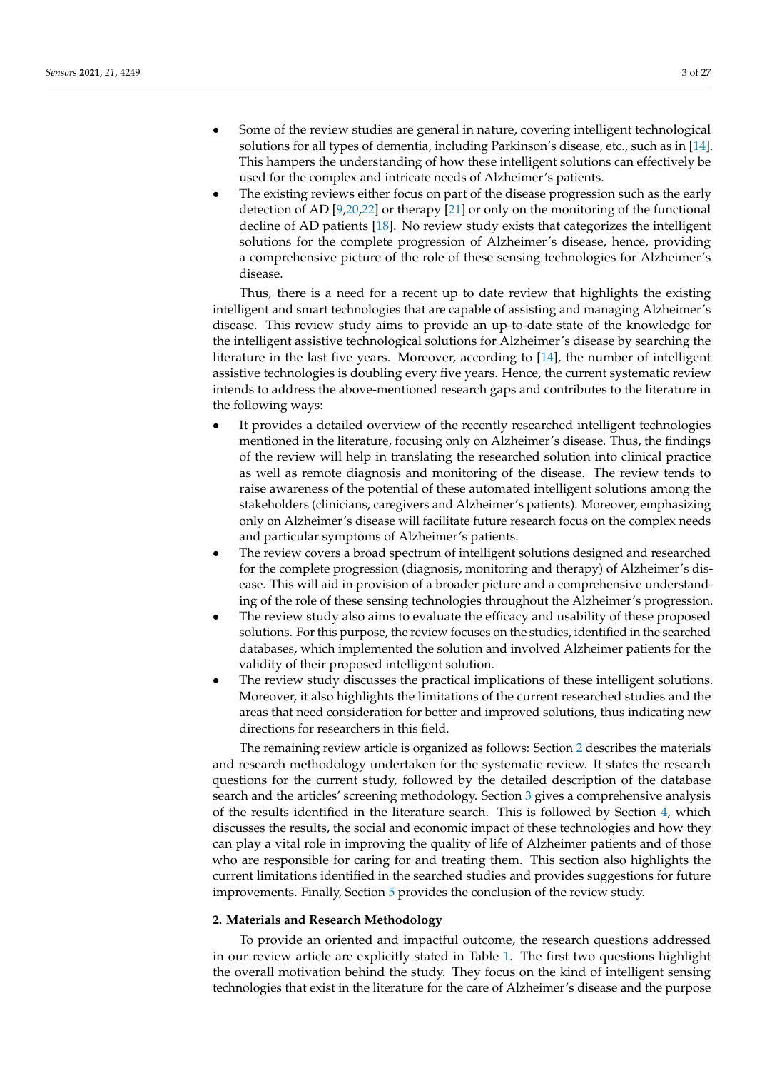- Some of the review studies are general in nature, covering intelligent technological solutions for all types of dementia, including Parkinson's disease, etc., such as in [14]. This hampers the understanding of how these intelligent solutions can effectively be used for the complex and intricate needs of Alzheimer's patients.
- The existing reviews either focus on part of the disease progression such as the early detection of AD [9,20,22] or therapy [21] or only on the monitoring of the functional decline of AD patients [18]. No review study exists that categorizes the intelligent solutions for the complete progression of Alzheimer's disease, hence, providing a comprehensive picture of the role of these sensing technologies for Alzheimer's disease.

Thus, there is a need for a recent up to date review that highlights the existing intelligent and smart technologies that are capable of assisting and managing Alzheimer's disease. This review study aims to provide an up-to-date state of the knowledge for the intelligent assistive technological solutions for Alzheimer's disease by searching the literature in the last five years. Moreover, according to [14], the number of intelligent assistive technologies is doubling every five years. Hence, the current systematic review intends to address the above-mentioned research gaps and contributes to the literature in the following ways:

- It provides a detailed overview of the recently researched intelligent technologies mentioned in the literature, focusing only on Alzheimer's disease. Thus, the findings of the review will help in translating the researched solution into clinical practice as well as remote diagnosis and monitoring of the disease. The review tends to raise awareness of the potential of these automated intelligent solutions among the stakeholders (clinicians, caregivers and Alzheimer's patients). Moreover, emphasizing only on Alzheimer's disease will facilitate future research focus on the complex needs and particular symptoms of Alzheimer's patients.
- The review covers a broad spectrum of intelligent solutions designed and researched for the complete progression (diagnosis, monitoring and therapy) of Alzheimer's disease. This will aid in provision of a broader picture and a comprehensive understanding of the role of these sensing technologies throughout the Alzheimer's progression.
- The review study also aims to evaluate the efficacy and usability of these proposed solutions. For this purpose, the review focuses on the studies, identified in the searched databases, which implemented the solution and involved Alzheimer patients for the validity of their proposed intelligent solution.
- The review study discusses the practical implications of these intelligent solutions. Moreover, it also highlights the limitations of the current researched studies and the areas that need consideration for better and improved solutions, thus indicating new directions for researchers in this field.

The remaining review article is organized as follows: Section 2 describes the materials and research methodology undertaken for the systematic review. It states the research questions for the current study, followed by the detailed description of the database search and the articles' screening methodology. Section 3 gives a comprehensive analysis of the results identified in the literature search. This is followed by Section 4, which discusses the results, the social and economic impact of these technologies and how they can play a vital role in improving the quality of life of Alzheimer patients and of those who are responsible for caring for and treating them. This section also highlights the current limitations identified in the searched studies and provides suggestions for future improvements. Finally, Section 5 provides the conclusion of the review study.

## 2. Materials and Research Methodology

To provide an oriented and impactful outcome, the research questions addressed in our review article are explicitly stated in Table 1. The first two questions highlight the overall motivation behind the study. They focus on the kind of intelligent sensing technologies that exist in the literature for the care of Alzheimer's disease and the purpose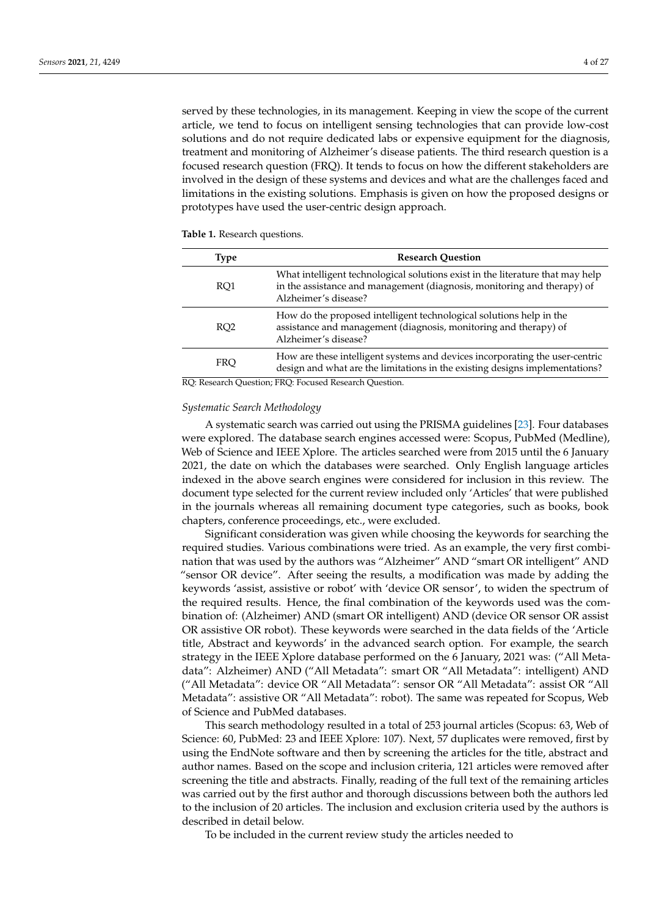served by these technologies, in its management. Keeping in view the scope of the current article, we tend to focus on intelligent sensing technologies that can provide low-cost solutions and do not require dedicated labs or expensive equipment for the diagnosis, treatment and monitoring of Alzheimer's disease patients. The third research question is a focused research question (FRQ). It tends to focus on how the different stakeholders are involved in the design of these systems and devices and what are the challenges faced and limitations in the existing solutions. Emphasis is given on how the proposed designs or prototypes have used the user-centric design approach.

**Table 1.** Research questions.

| Type | Research Question |
| --- | --- |
| RQ1 | What intelligent technological solutions exist in the literature that may help in the assistance and management (diagnosis, monitoring and therapy) of Alzheimer's disease? |
| RQ2 | How do the proposed intelligent technological solutions help in the assistance and management (diagnosis, monitoring and therapy) of Alzheimer's disease? |
| FRQ | How are these intelligent systems and devices incorporating the user-centric design and what are the limitations in the existing designs implementations? |

RQ: Research Question; FRQ: Focused Research Question.

*Systematic Search Methodology*

A systematic search was carried out using the PRISMA guidelines [23]. Four databases were explored. The database search engines accessed were: Scopus, PubMed (Medline), Web of Science and IEEE Xplore. The articles searched were from 2015 until the 6 January 2021, the date on which the databases were searched. Only English language articles indexed in the above search engines were considered for inclusion in this review. The document type selected for the current review included only 'Articles' that were published in the journals whereas all remaining document type categories, such as books, book chapters, conference proceedings, etc., were excluded.

Significant consideration was given while choosing the keywords for searching the required studies. Various combinations were tried. As an example, the very first combination that was used by the authors was "Alzheimer" AND "smart OR intelligent" AND "sensor OR device". After seeing the results, a modification was made by adding the keywords 'assist, assistive or robot' with 'device OR sensor', to widen the spectrum of the required results. Hence, the final combination of the keywords used was the combination of: (Alzheimer) AND (smart OR intelligent) AND (device OR sensor OR assist OR assistive OR robot). These keywords were searched in the data fields of the 'Article title, Abstract and keywords' in the advanced search option. For example, the search strategy in the IEEE Xplore database performed on the 6 January, 2021 was: ("All Metadata": Alzheimer) AND ("All Metadata": smart OR "All Metadata": intelligent) AND ("All Metadata": device OR "All Metadata": sensor OR "All Metadata": assist OR "All Metadata": assistive OR "All Metadata": robot). The same was repeated for Scopus, Web of Science and PubMed databases.

This search methodology resulted in a total of 253 journal articles (Scopus: 63, Web of Science: 60, PubMed: 23 and IEEE Xplore: 107). Next, 57 duplicates were removed, first by using the EndNote software and then by screening the articles for the title, abstract and author names. Based on the scope and inclusion criteria, 121 articles were removed after screening the title and abstracts. Finally, reading of the full text of the remaining articles was carried out by the first author and thorough discussions between both the authors led to the inclusion of 20 articles. The inclusion and exclusion criteria used by the authors is described in detail below.

To be included in the current review study the articles needed to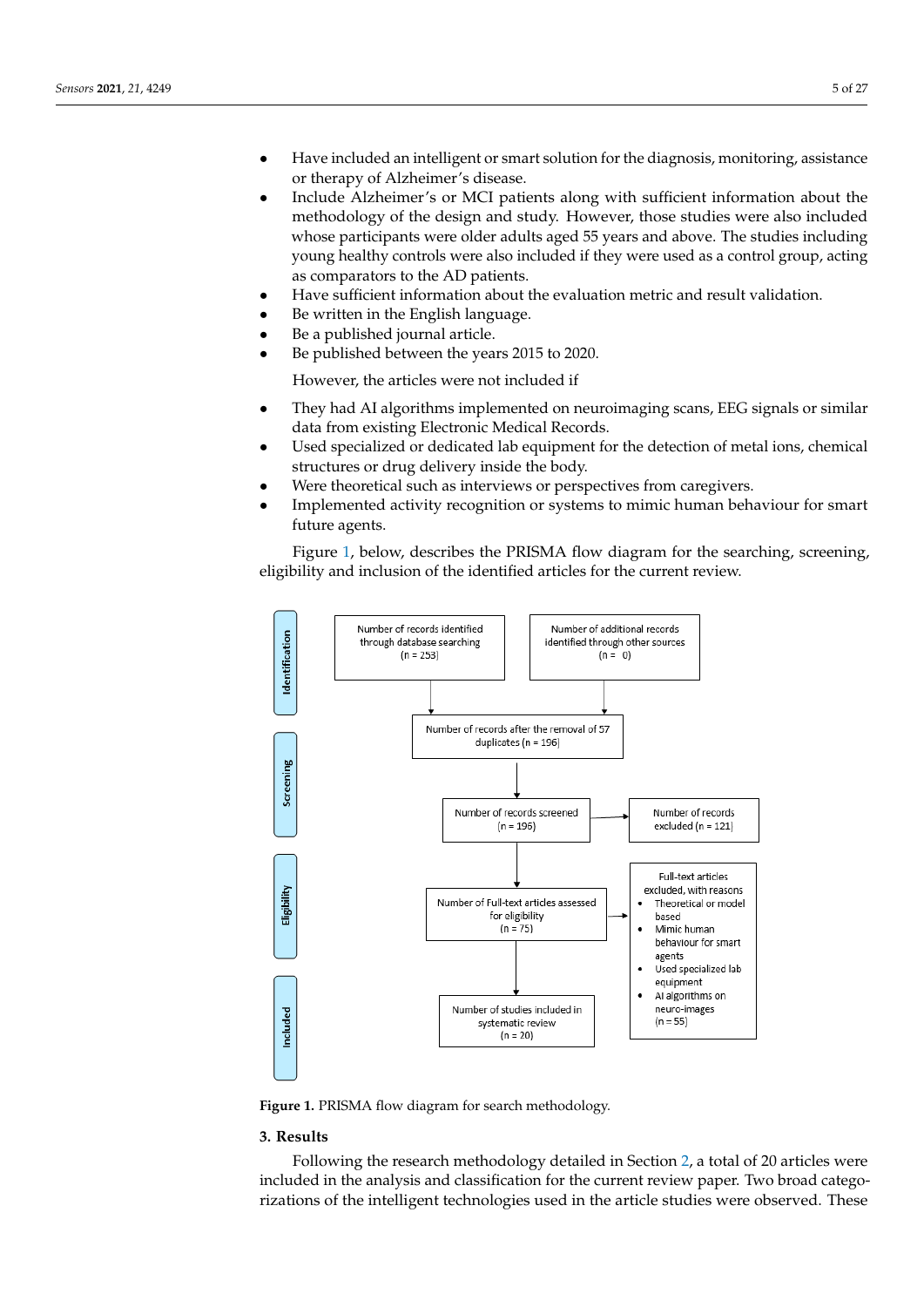- Have included an intelligent or smart solution for the diagnosis, monitoring, assistance or therapy of Alzheimer's disease.
- Include Alzheimer's or MCI patients along with sufficient information about the methodology of the design and study. However, those studies were also included whose participants were older adults aged 55 years and above. The studies including young healthy controls were also included if they were used as a control group, acting as comparators to the AD patients.
- Have sufficient information about the evaluation metric and result validation.
- Be written in the English language.
- Be a published journal article.
- Be published between the years 2015 to 2020.

However, the articles were not included if

- They had AI algorithms implemented on neuroimaging scans, EEG signals or similar data from existing Electronic Medical Records.
- Used specialized or dedicated lab equipment for the detection of metal ions, chemical structures or drug delivery inside the body.
- Were theoretical such as interviews or perspectives from caregivers.
- Implemented activity recognition or systems to mimic human behaviour for smart future agents.

Figure 1, below, describes the PRISMA flow diagram for the searching, screening, eligibility and inclusion of the identified articles for the current review.

**Identification**
- Number of records identified through database searching (n = 253)
- Number of additional records identified through other sources (n = 0)

**Screening**
- Number of records after the removal of 57 duplicates (n = 196)
- Number of records screened (n = 196) → Number of records excluded (n = 121)

**Eligibility**
- Number of Full-text articles assessed for eligibility (n = 75) → Full-text articles excluded, with reasons
  - Theoretical or model based
  - Mimic human behaviour for smart agents
  - Used specialized lab equipment
  - AI algorithms on neuro-images

  (n = 55)

**Included**
- Number of studies included in systematic review (n = 20)

**Figure 1.** PRISMA flow diagram for search methodology.

## 3. Results

Following the research methodology detailed in Section 2, a total of 20 articles were included in the analysis and classification for the current review paper. Two broad categorizations of the intelligent technologies used in the article studies were observed. These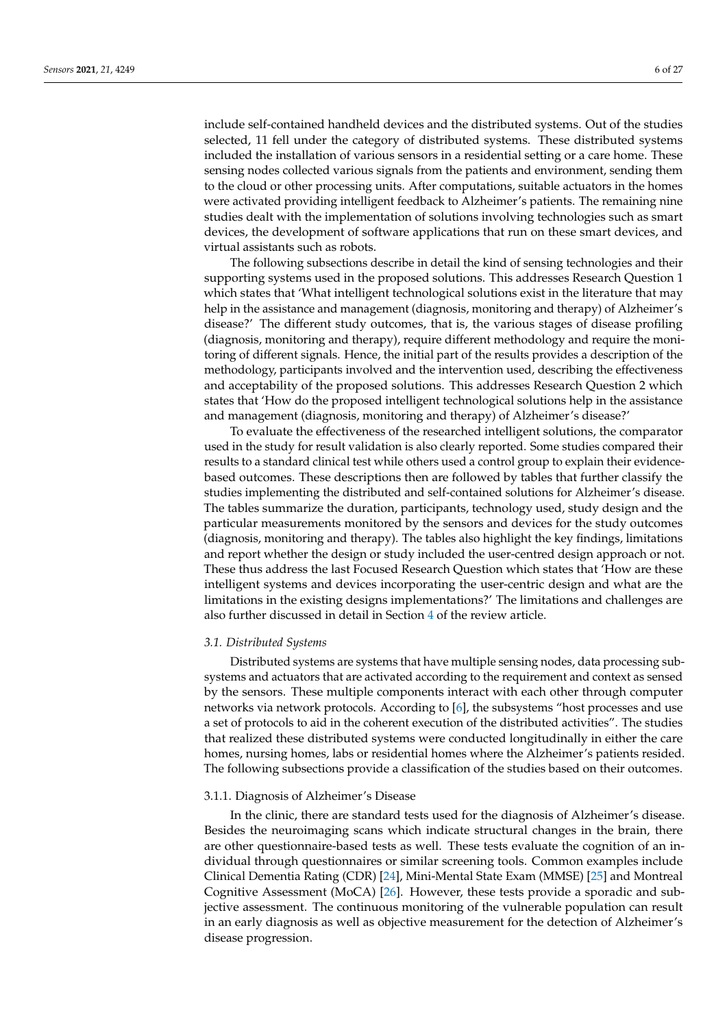include self-contained handheld devices and the distributed systems. Out of the studies selected, 11 fell under the category of distributed systems. These distributed systems included the installation of various sensors in a residential setting or a care home. These sensing nodes collected various signals from the patients and environment, sending them to the cloud or other processing units. After computations, suitable actuators in the homes were activated providing intelligent feedback to Alzheimer's patients. The remaining nine studies dealt with the implementation of solutions involving technologies such as smart devices, the development of software applications that run on these smart devices, and virtual assistants such as robots.

The following subsections describe in detail the kind of sensing technologies and their supporting systems used in the proposed solutions. This addresses Research Question 1 which states that 'What intelligent technological solutions exist in the literature that may help in the assistance and management (diagnosis, monitoring and therapy) of Alzheimer's disease?' The different study outcomes, that is, the various stages of disease profiling (diagnosis, monitoring and therapy), require different methodology and require the monitoring of different signals. Hence, the initial part of the results provides a description of the methodology, participants involved and the intervention used, describing the effectiveness and acceptability of the proposed solutions. This addresses Research Question 2 which states that 'How do the proposed intelligent technological solutions help in the assistance and management (diagnosis, monitoring and therapy) of Alzheimer's disease?'

To evaluate the effectiveness of the researched intelligent solutions, the comparator used in the study for result validation is also clearly reported. Some studies compared their results to a standard clinical test while others used a control group to explain their evidence-based outcomes. These descriptions then are followed by tables that further classify the studies implementing the distributed and self-contained solutions for Alzheimer's disease. The tables summarize the duration, participants, technology used, study design and the particular measurements monitored by the sensors and devices for the study outcomes (diagnosis, monitoring and therapy). The tables also highlight the key findings, limitations and report whether the design or study included the user-centred design approach or not. These thus address the last Focused Research Question which states that 'How are these intelligent systems and devices incorporating the user-centric design and what are the limitations in the existing designs implementations?' The limitations and challenges are also further discussed in detail in Section 4 of the review article.

### *3.1. Distributed Systems*

Distributed systems are systems that have multiple sensing nodes, data processing subsystems and actuators that are activated according to the requirement and context as sensed by the sensors. These multiple components interact with each other through computer networks via network protocols. According to [6], the subsystems "host processes and use a set of protocols to aid in the coherent execution of the distributed activities". The studies that realized these distributed systems were conducted longitudinally in either the care homes, nursing homes, labs or residential homes where the Alzheimer's patients resided. The following subsections provide a classification of the studies based on their outcomes.

#### 3.1.1. Diagnosis of Alzheimer's Disease

In the clinic, there are standard tests used for the diagnosis of Alzheimer's disease. Besides the neuroimaging scans which indicate structural changes in the brain, there are other questionnaire-based tests as well. These tests evaluate the cognition of an individual through questionnaires or similar screening tools. Common examples include Clinical Dementia Rating (CDR) [24], Mini-Mental State Exam (MMSE) [25] and Montreal Cognitive Assessment (MoCA) [26]. However, these tests provide a sporadic and subjective assessment. The continuous monitoring of the vulnerable population can result in an early diagnosis as well as objective measurement for the detection of Alzheimer's disease progression.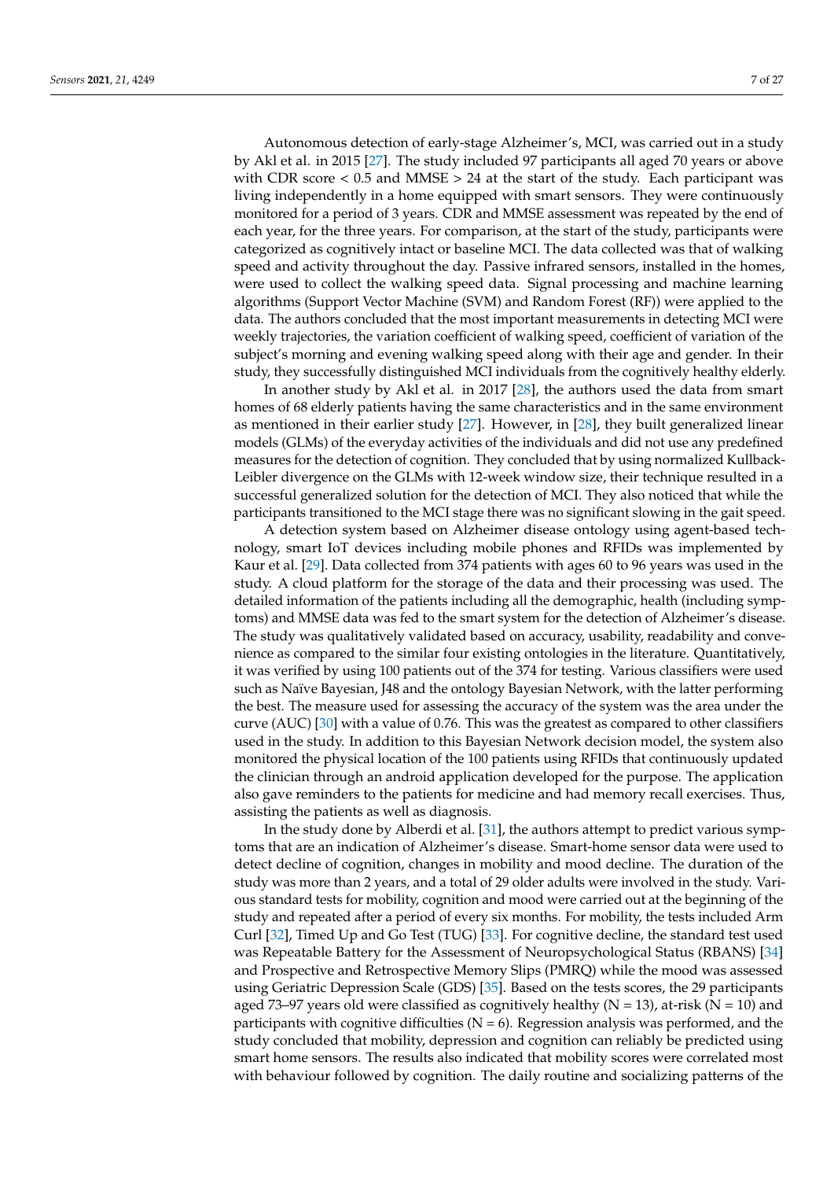Autonomous detection of early-stage Alzheimer's, MCI, was carried out in a study by Akl et al. in 2015 [27]. The study included 97 participants all aged 70 years or above with CDR score < 0.5 and MMSE > 24 at the start of the study. Each participant was living independently in a home equipped with smart sensors. They were continuously monitored for a period of 3 years. CDR and MMSE assessment was repeated by the end of each year, for the three years. For comparison, at the start of the study, participants were categorized as cognitively intact or baseline MCI. The data collected was that of walking speed and activity throughout the day. Passive infrared sensors, installed in the homes, were used to collect the walking speed data. Signal processing and machine learning algorithms (Support Vector Machine (SVM) and Random Forest (RF)) were applied to the data. The authors concluded that the most important measurements in detecting MCI were weekly trajectories, the variation coefficient of walking speed, coefficient of variation of the subject's morning and evening walking speed along with their age and gender. In their study, they successfully distinguished MCI individuals from the cognitively healthy elderly.

In another study by Akl et al. in 2017 [28], the authors used the data from smart homes of 68 elderly patients having the same characteristics and in the same environment as mentioned in their earlier study [27]. However, in [28], they built generalized linear models (GLMs) of the everyday activities of the individuals and did not use any predefined measures for the detection of cognition. They concluded that by using normalized Kullback-Leibler divergence on the GLMs with 12-week window size, their technique resulted in a successful generalized solution for the detection of MCI. They also noticed that while the participants transitioned to the MCI stage there was no significant slowing in the gait speed.

A detection system based on Alzheimer disease ontology using agent-based technology, smart IoT devices including mobile phones and RFIDs was implemented by Kaur et al. [29]. Data collected from 374 patients with ages 60 to 96 years was used in the study. A cloud platform for the storage of the data and their processing was used. The detailed information of the patients including all the demographic, health (including symptoms) and MMSE data was fed to the smart system for the detection of Alzheimer's disease. The study was qualitatively validated based on accuracy, usability, readability and convenience as compared to the similar four existing ontologies in the literature. Quantitatively, it was verified by using 100 patients out of the 374 for testing. Various classifiers were used such as Naïve Bayesian, J48 and the ontology Bayesian Network, with the latter performing the best. The measure used for assessing the accuracy of the system was the area under the curve (AUC) [30] with a value of 0.76. This was the greatest as compared to other classifiers used in the study. In addition to this Bayesian Network decision model, the system also monitored the physical location of the 100 patients using RFIDs that continuously updated the clinician through an android application developed for the purpose. The application also gave reminders to the patients for medicine and had memory recall exercises. Thus, assisting the patients as well as diagnosis.

In the study done by Alberdi et al. [31], the authors attempt to predict various symptoms that are an indication of Alzheimer's disease. Smart-home sensor data were used to detect decline of cognition, changes in mobility and mood decline. The duration of the study was more than 2 years, and a total of 29 older adults were involved in the study. Various standard tests for mobility, cognition and mood were carried out at the beginning of the study and repeated after a period of every six months. For mobility, the tests included Arm Curl [32], Timed Up and Go Test (TUG) [33]. For cognitive decline, the standard test used was Repeatable Battery for the Assessment of Neuropsychological Status (RBANS) [34] and Prospective and Retrospective Memory Slips (PMRQ) while the mood was assessed using Geriatric Depression Scale (GDS) [35]. Based on the tests scores, the 29 participants aged 73–97 years old were classified as cognitively healthy (N = 13), at-risk (N = 10) and participants with cognitive difficulties (N = 6). Regression analysis was performed, and the study concluded that mobility, depression and cognition can reliably be predicted using smart home sensors. The results also indicated that mobility scores were correlated most with behaviour followed by cognition. The daily routine and socializing patterns of the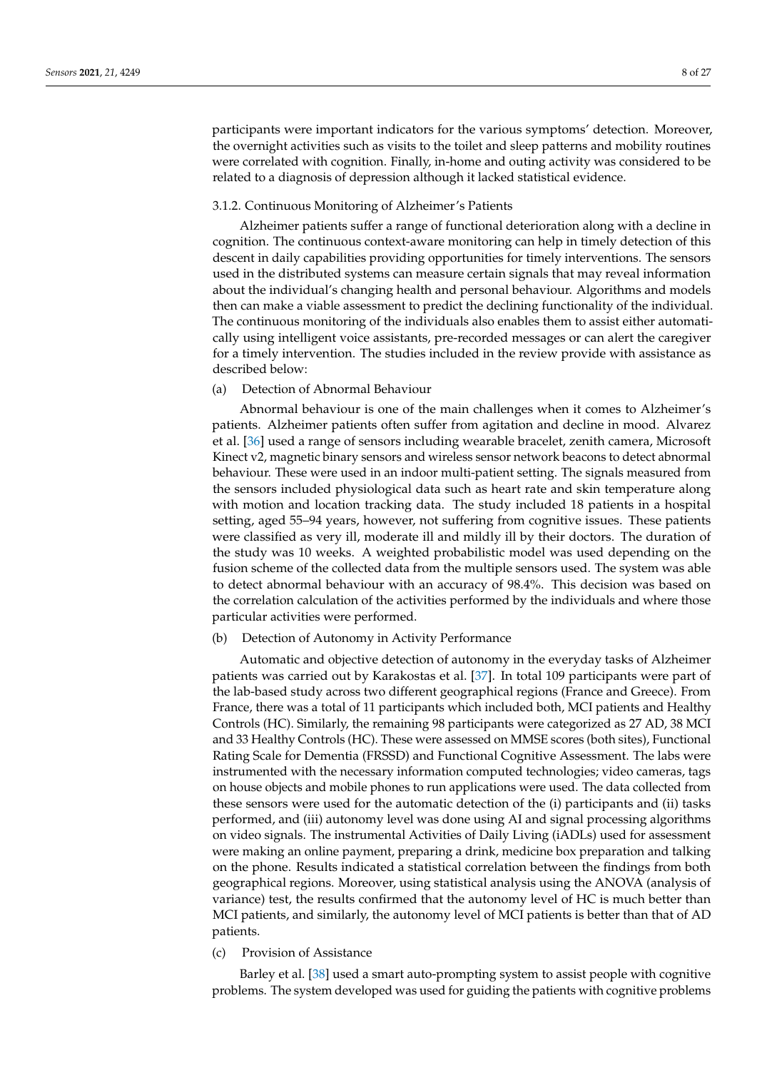participants were important indicators for the various symptoms' detection. Moreover, the overnight activities such as visits to the toilet and sleep patterns and mobility routines were correlated with cognition. Finally, in-home and outing activity was considered to be related to a diagnosis of depression although it lacked statistical evidence.

#### 3.1.2. Continuous Monitoring of Alzheimer's Patients

Alzheimer patients suffer a range of functional deterioration along with a decline in cognition. The continuous context-aware monitoring can help in timely detection of this descent in daily capabilities providing opportunities for timely interventions. The sensors used in the distributed systems can measure certain signals that may reveal information about the individual's changing health and personal behaviour. Algorithms and models then can make a viable assessment to predict the declining functionality of the individual. The continuous monitoring of the individuals also enables them to assist either automatically using intelligent voice assistants, pre-recorded messages or can alert the caregiver for a timely intervention. The studies included in the review provide with assistance as described below:

(a) Detection of Abnormal Behaviour

Abnormal behaviour is one of the main challenges when it comes to Alzheimer's patients. Alzheimer patients often suffer from agitation and decline in mood. Alvarez et al. [36] used a range of sensors including wearable bracelet, zenith camera, Microsoft Kinect v2, magnetic binary sensors and wireless sensor network beacons to detect abnormal behaviour. These were used in an indoor multi-patient setting. The signals measured from the sensors included physiological data such as heart rate and skin temperature along with motion and location tracking data. The study included 18 patients in a hospital setting, aged 55–94 years, however, not suffering from cognitive issues. These patients were classified as very ill, moderate ill and mildly ill by their doctors. The duration of the study was 10 weeks. A weighted probabilistic model was used depending on the fusion scheme of the collected data from the multiple sensors used. The system was able to detect abnormal behaviour with an accuracy of 98.4%. This decision was based on the correlation calculation of the activities performed by the individuals and where those particular activities were performed.

(b) Detection of Autonomy in Activity Performance

Automatic and objective detection of autonomy in the everyday tasks of Alzheimer patients was carried out by Karakostas et al. [37]. In total 109 participants were part of the lab-based study across two different geographical regions (France and Greece). From France, there was a total of 11 participants which included both, MCI patients and Healthy Controls (HC). Similarly, the remaining 98 participants were categorized as 27 AD, 38 MCI and 33 Healthy Controls (HC). These were assessed on MMSE scores (both sites), Functional Rating Scale for Dementia (FRSSD) and Functional Cognitive Assessment. The labs were instrumented with the necessary information computed technologies; video cameras, tags on house objects and mobile phones to run applications were used. The data collected from these sensors were used for the automatic detection of the (i) participants and (ii) tasks performed, and (iii) autonomy level was done using AI and signal processing algorithms on video signals. The instrumental Activities of Daily Living (iADLs) used for assessment were making an online payment, preparing a drink, medicine box preparation and talking on the phone. Results indicated a statistical correlation between the findings from both geographical regions. Moreover, using statistical analysis using the ANOVA (analysis of variance) test, the results confirmed that the autonomy level of HC is much better than MCI patients, and similarly, the autonomy level of MCI patients is better than that of AD patients.

(c) Provision of Assistance

Barley et al. [38] used a smart auto-prompting system to assist people with cognitive problems. The system developed was used for guiding the patients with cognitive problems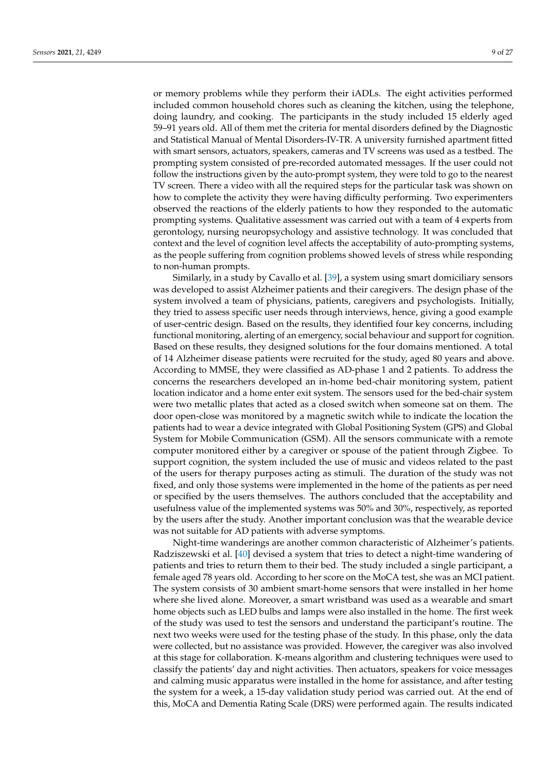or memory problems while they perform their iADLs. The eight activities performed included common household chores such as cleaning the kitchen, using the telephone, doing laundry, and cooking. The participants in the study included 15 elderly aged 59–91 years old. All of them met the criteria for mental disorders defined by the Diagnostic and Statistical Manual of Mental Disorders-IV-TR. A university furnished apartment fitted with smart sensors, actuators, speakers, cameras and TV screens was used as a testbed. The prompting system consisted of pre-recorded automated messages. If the user could not follow the instructions given by the auto-prompt system, they were told to go to the nearest TV screen. There a video with all the required steps for the particular task was shown on how to complete the activity they were having difficulty performing. Two experimenters observed the reactions of the elderly patients to how they responded to the automatic prompting systems. Qualitative assessment was carried out with a team of 4 experts from gerontology, nursing neuropsychology and assistive technology. It was concluded that context and the level of cognition level affects the acceptability of auto-prompting systems, as the people suffering from cognition problems showed levels of stress while responding to non-human prompts.

Similarly, in a study by Cavallo et al. [39], a system using smart domiciliary sensors was developed to assist Alzheimer patients and their caregivers. The design phase of the system involved a team of physicians, patients, caregivers and psychologists. Initially, they tried to assess specific user needs through interviews, hence, giving a good example of user-centric design. Based on the results, they identified four key concerns, including functional monitoring, alerting of an emergency, social behaviour and support for cognition. Based on these results, they designed solutions for the four domains mentioned. A total of 14 Alzheimer disease patients were recruited for the study, aged 80 years and above. According to MMSE, they were classified as AD-phase 1 and 2 patients. To address the concerns the researchers developed an in-home bed-chair monitoring system, patient location indicator and a home enter exit system. The sensors used for the bed-chair system were two metallic plates that acted as a closed switch when someone sat on them. The door open-close was monitored by a magnetic switch while to indicate the location the patients had to wear a device integrated with Global Positioning System (GPS) and Global System for Mobile Communication (GSM). All the sensors communicate with a remote computer monitored either by a caregiver or spouse of the patient through Zigbee. To support cognition, the system included the use of music and videos related to the past of the users for therapy purposes acting as stimuli. The duration of the study was not fixed, and only those systems were implemented in the home of the patients as per need or specified by the users themselves. The authors concluded that the acceptability and usefulness value of the implemented systems was 50% and 30%, respectively, as reported by the users after the study. Another important conclusion was that the wearable device was not suitable for AD patients with adverse symptoms.

Night-time wanderings are another common characteristic of Alzheimer's patients. Radziszewski et al. [40] devised a system that tries to detect a night-time wandering of patients and tries to return them to their bed. The study included a single participant, a female aged 78 years old. According to her score on the MoCA test, she was an MCI patient. The system consists of 30 ambient smart-home sensors that were installed in her home where she lived alone. Moreover, a smart wristband was used as a wearable and smart home objects such as LED bulbs and lamps were also installed in the home. The first week of the study was used to test the sensors and understand the participant's routine. The next two weeks were used for the testing phase of the study. In this phase, only the data were collected, but no assistance was provided. However, the caregiver was also involved at this stage for collaboration. K-means algorithm and clustering techniques were used to classify the patients' day and night activities. Then actuators, speakers for voice messages and calming music apparatus were installed in the home for assistance, and after testing the system for a week, a 15-day validation study period was carried out. At the end of this, MoCA and Dementia Rating Scale (DRS) were performed again. The results indicated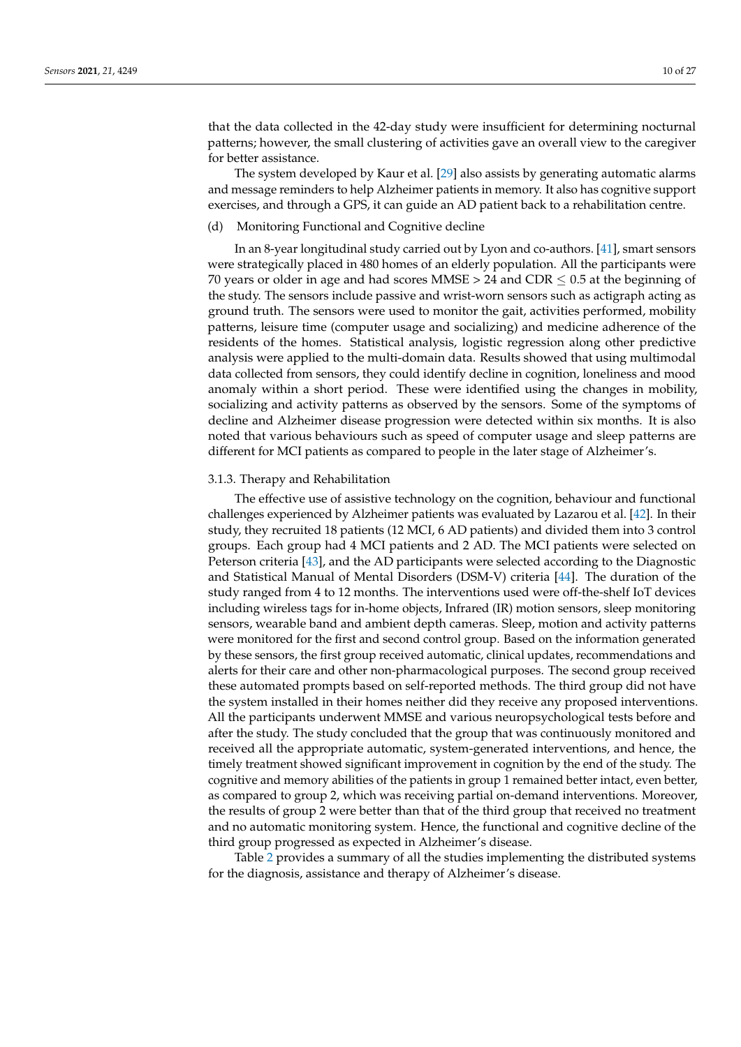that the data collected in the 42-day study were insufficient for determining nocturnal patterns; however, the small clustering of activities gave an overall view to the caregiver for better assistance.

The system developed by Kaur et al. [29] also assists by generating automatic alarms and message reminders to help Alzheimer patients in memory. It also has cognitive support exercises, and through a GPS, it can guide an AD patient back to a rehabilitation centre.

(d) Monitoring Functional and Cognitive decline

In an 8-year longitudinal study carried out by Lyon and co-authors. [41], smart sensors were strategically placed in 480 homes of an elderly population. All the participants were 70 years or older in age and had scores MMSE > 24 and CDR $\leq 0.5$ at the beginning of the study. The sensors include passive and wrist-worn sensors such as actigraph acting as ground truth. The sensors were used to monitor the gait, activities performed, mobility patterns, leisure time (computer usage and socializing) and medicine adherence of the residents of the homes. Statistical analysis, logistic regression along other predictive analysis were applied to the multi-domain data. Results showed that using multimodal data collected from sensors, they could identify decline in cognition, loneliness and mood anomaly within a short period. These were identified using the changes in mobility, socializing and activity patterns as observed by the sensors. Some of the symptoms of decline and Alzheimer disease progression were detected within six months. It is also noted that various behaviours such as speed of computer usage and sleep patterns are different for MCI patients as compared to people in the later stage of Alzheimer's.

#### 3.1.3. Therapy and Rehabilitation

The effective use of assistive technology on the cognition, behaviour and functional challenges experienced by Alzheimer patients was evaluated by Lazarou et al. [42]. In their study, they recruited 18 patients (12 MCI, 6 AD patients) and divided them into 3 control groups. Each group had 4 MCI patients and 2 AD. The MCI patients were selected on Peterson criteria [43], and the AD participants were selected according to the Diagnostic and Statistical Manual of Mental Disorders (DSM-V) criteria [44]. The duration of the study ranged from 4 to 12 months. The interventions used were off-the-shelf IoT devices including wireless tags for in-home objects, Infrared (IR) motion sensors, sleep monitoring sensors, wearable band and ambient depth cameras. Sleep, motion and activity patterns were monitored for the first and second control group. Based on the information generated by these sensors, the first group received automatic, clinical updates, recommendations and alerts for their care and other non-pharmacological purposes. The second group received these automated prompts based on self-reported methods. The third group did not have the system installed in their homes neither did they receive any proposed interventions. All the participants underwent MMSE and various neuropsychological tests before and after the study. The study concluded that the group that was continuously monitored and received all the appropriate automatic, system-generated interventions, and hence, the timely treatment showed significant improvement in cognition by the end of the study. The cognitive and memory abilities of the patients in group 1 remained better intact, even better, as compared to group 2, which was receiving partial on-demand interventions. Moreover, the results of group 2 were better than that of the third group that received no treatment and no automatic monitoring system. Hence, the functional and cognitive decline of the third group progressed as expected in Alzheimer's disease.

Table 2 provides a summary of all the studies implementing the distributed systems for the diagnosis, assistance and therapy of Alzheimer's disease.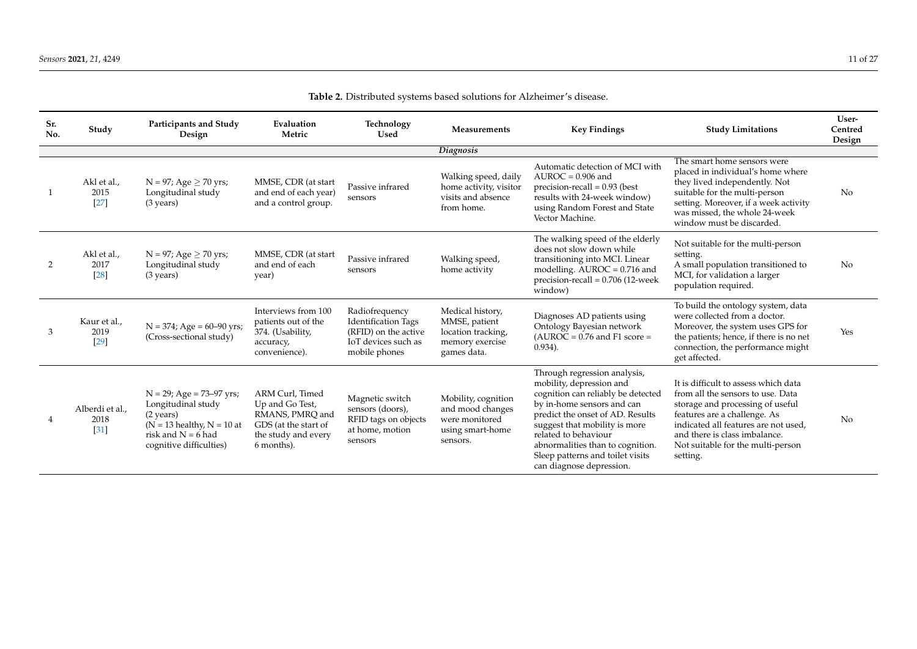**Table 2.** Distributed systems based solutions for Alzheimer's disease.

| Sr. No. | Study | Participants and Study Design | Evaluation Metric | Technology Used | Measurements | Key Findings | Study Limitations | User-Centred Design |
|---|---|---|---|---|---|---|---|---|
| | | | | | *Diagnosis* | | | |
| 1 | Akl et al., 2015 [27] | N = 97; Age ≥ 70 yrs; Longitudinal study (3 years) | MMSE, CDR (at start and end of each year) and a control group. | Passive infrared sensors | Walking speed, daily home activity, visitor visits and absence from home. | Automatic detection of MCI with AUROC = 0.906 and precision-recall = 0.93 (best results with 24-week window) using Random Forest and State Vector Machine. | The smart home sensors were placed in individual's home where they lived independently. Not suitable for the multi-person setting. Moreover, if a week activity was missed, the whole 24-week window must be discarded. | No |
| 2 | Akl et al., 2017 [28] | N = 97; Age ≥ 70 yrs; Longitudinal study (3 years) | MMSE, CDR (at start and end of each year) | Passive infrared sensors | Walking speed, home activity | The walking speed of the elderly does not slow down while transitioning into MCI. Linear modelling. AUROC = 0.716 and precision-recall = 0.706 (12-week window) | Not suitable for the multi-person setting. A small population transitioned to MCI, for validation a larger population required. | No |
| 3 | Kaur et al., 2019 [29] | N = 374; Age = 60–90 yrs; (Cross-sectional study) | Interviews from 100 patients out of the 374. (Usability, accuracy, convenience). | Radiofrequency Identification Tags (RFID) on the active IoT devices such as mobile phones | Medical history, MMSE, patient location tracking, memory exercise games data. | Diagnoses AD patients using Ontology Bayesian network (AUROC = 0.76 and F1 score = 0.934). | To build the ontology system, data were collected from a doctor. Moreover, the system uses GPS for the patients; hence, if there is no net connection, the performance might get affected. | Yes |
| 4 | Alberdi et al., 2018 [31] | N = 29; Age = 73–97 yrs; Longitudinal study (2 years) (N = 13 healthy, N = 10 at risk and N = 6 had cognitive difficulties) | ARM Curl, Timed Up and Go Test, RMANS, PMRQ and GDS (at the start of the study and every 6 months). | Magnetic switch sensors (doors), RFID tags on objects at home, motion sensors | Mobility, cognition and mood changes were monitored using smart-home sensors. | Through regression analysis, mobility, depression and cognition can reliably be detected by in-home sensors and can predict the onset of AD. Results suggest that mobility is more related to behaviour abnormalities than to cognition. Sleep patterns and toilet visits can diagnose depression. | It is difficult to assess which data from all the sensors to use. Data storage and processing of useful features are a challenge. As indicated all features are not used, and there is class imbalance. Not suitable for the multi-person setting. | No |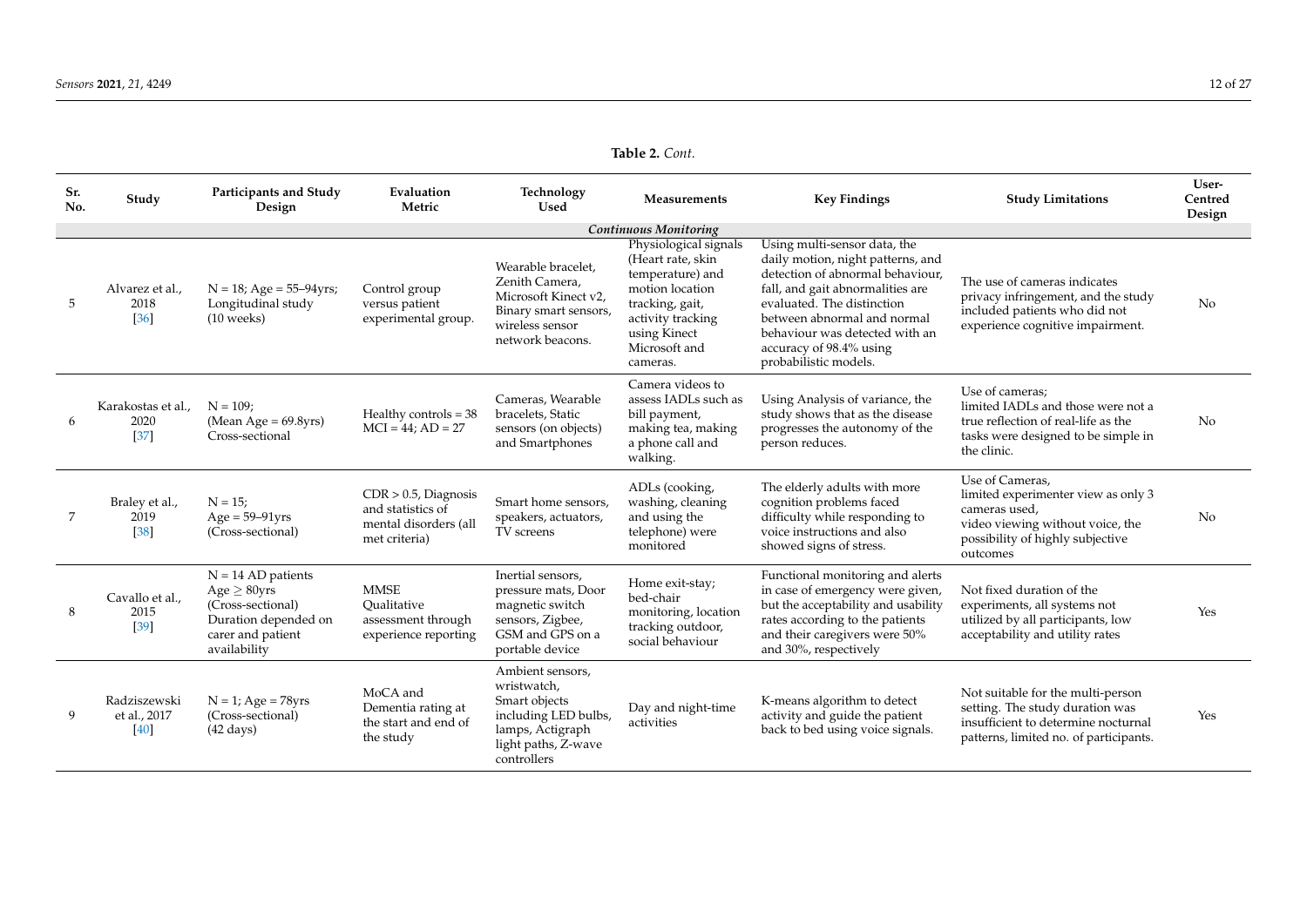**Table 2.** *Cont.*

| Sr. No. | Study | Participants and Study Design | Evaluation Metric | Technology Used | Measurements | Key Findings | Study Limitations | User-Centred Design |
|---|---|---|---|---|---|---|---|---|
| | | | | *Continuous Monitoring* | | | | |
| 5 | Alvarez et al., 2018 [36] | N = 18; Age = 55–94yrs; Longitudinal study (10 weeks) | Control group versus patient experimental group. | Wearable bracelet, Zenith Camera, Microsoft Kinect v2, Binary smart sensors, wireless sensor network beacons. | Physiological signals (Heart rate, skin temperature) and motion location tracking, gait, activity tracking using Kinect Microsoft and cameras. | Using multi-sensor data, the daily motion, night patterns, and detection of abnormal behaviour, fall, and gait abnormalities are evaluated. The distinction between abnormal and normal behaviour was detected with an accuracy of 98.4% using probabilistic models. | The use of cameras indicates privacy infringement, and the study included patients who did not experience cognitive impairment. | No |
| 6 | Karakostas et al., 2020 [37] | N = 109; (Mean Age = 69.8yrs) Cross-sectional | Healthy controls = 38 MCI = 44; AD = 27 | Cameras, Wearable bracelets, Static sensors (on objects) and Smartphones | Camera videos to assess IADLs such as bill payment, making tea, making a phone call and walking. | Using Analysis of variance, the study shows that as the disease progresses the autonomy of the person reduces. | Use of cameras; limited IADLs and those were not a true reflection of real-life as the tasks were designed to be simple in the clinic. | No |
| 7 | Braley et al., 2019 [38] | N = 15; Age = 59–91yrs (Cross-sectional) | CDR > 0.5, Diagnosis and statistics of mental disorders (all met criteria) | Smart home sensors, speakers, actuators, TV screens | ADLs (cooking, washing, cleaning and using the telephone) were monitored | The elderly adults with more cognition problems faced difficulty while responding to voice instructions and also showed signs of stress. | Use of Cameras, limited experimenter view as only 3 cameras used, video viewing without voice, the possibility of highly subjective outcomes | No |
| 8 | Cavallo et al., 2015 [39] | N = 14 AD patients Age ≥ 80yrs (Cross-sectional) Duration depended on carer and patient availability | MMSE Qualitative assessment through experience reporting | Inertial sensors, pressure mats, Door magnetic switch sensors, Zigbee, GSM and GPS on a portable device | Home exit-stay; bed-chair monitoring, location tracking outdoor, social behaviour | Functional monitoring and alerts in case of emergency were given, but the acceptability and usability rates according to the patients and their caregivers were 50% and 30%, respectively | Not fixed duration of the experiments, all systems not utilized by all participants, low acceptability and utility rates | Yes |
| 9 | Radziszewski et al., 2017 [40] | N = 1; Age = 78yrs (Cross-sectional) (42 days) | MoCA and Dementia rating at the start and end of the study | Ambient sensors, wristwatch, Smart objects including LED bulbs, lamps, Actigraph light paths, Z-wave controllers | Day and night-time activities | K-means algorithm to detect activity and guide the patient back to bed using voice signals. | Not suitable for the multi-person setting. The study duration was insufficient to determine nocturnal patterns, limited no. of participants. | Yes |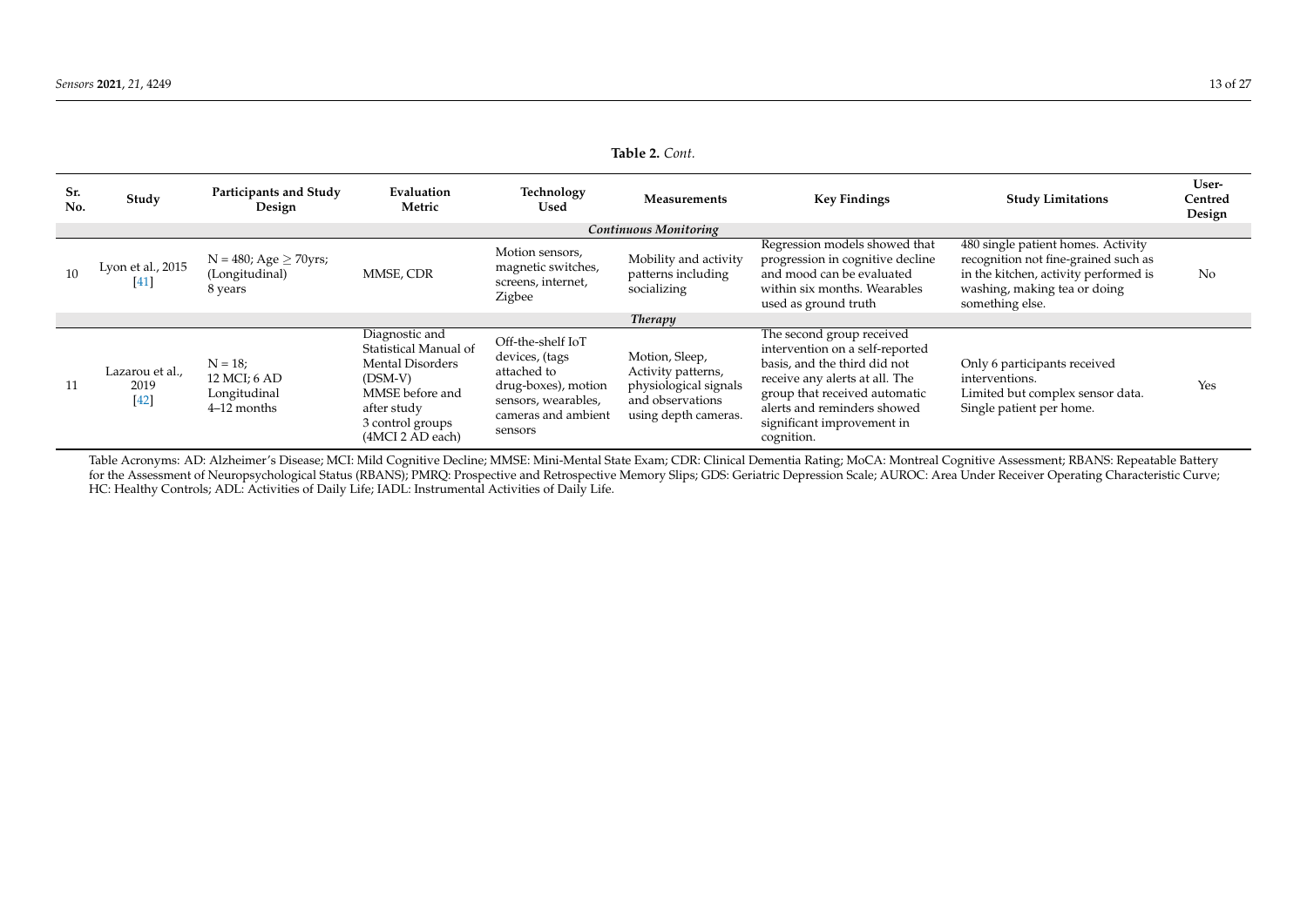**Table 2.** *Cont.*

| Sr. No. | Study | Participants and Study Design | Evaluation Metric | Technology Used | Measurements | Key Findings | Study Limitations | User-Centred Design |
|---|---|---|---|---|---|---|---|---|
| | | | | *Continuous Monitoring* | | | | |
| 10 | Lyon et al., 2015 [41] | N = 480; Age ≥ 70yrs; (Longitudinal) 8 years | MMSE, CDR | Motion sensors, magnetic switches, screens, internet, Zigbee | Mobility and activity patterns including socializing | Regression models showed that progression in cognitive decline and mood can be evaluated within six months. Wearables used as ground truth | 480 single patient homes. Activity recognition not fine-grained such as in the kitchen, activity performed is washing, making tea or doing something else. | No |
| | | | | *Therapy* | | | | |
| 11 | Lazarou et al., 2019 [42] | N = 18; 12 MCI; 6 AD Longitudinal 4–12 months | Diagnostic and Statistical Manual of Mental Disorders (DSM-V) MMSE before and after study 3 control groups (4MCI 2 AD each) | Off-the-shelf IoT devices, (tags attached to drug-boxes), motion sensors, wearables, cameras and ambient sensors | Motion, Sleep, Activity patterns, physiological signals and observations using depth cameras. | The second group received intervention on a self-reported basis, and the third did not receive any alerts at all. The group that received automatic alerts and reminders showed significant improvement in cognition. | Only 6 participants received interventions. Limited but complex sensor data. Single patient per home. | Yes |

Table Acronyms: AD: Alzheimer's Disease; MCI: Mild Cognitive Decline; MMSE: Mini-Mental State Exam; CDR: Clinical Dementia Rating; MoCA: Montreal Cognitive Assessment; RBANS: Repeatable Battery for the Assessment of Neuropsychological Status (RBANS); PMRQ: Prospective and Retrospective Memory Slips; GDS: Geriatric Depression Scale; AUROC: Area Under Receiver Operating Characteristic Curve; HC: Healthy Controls; ADL: Activities of Daily Life; IADL: Instrumental Activities of Daily Life.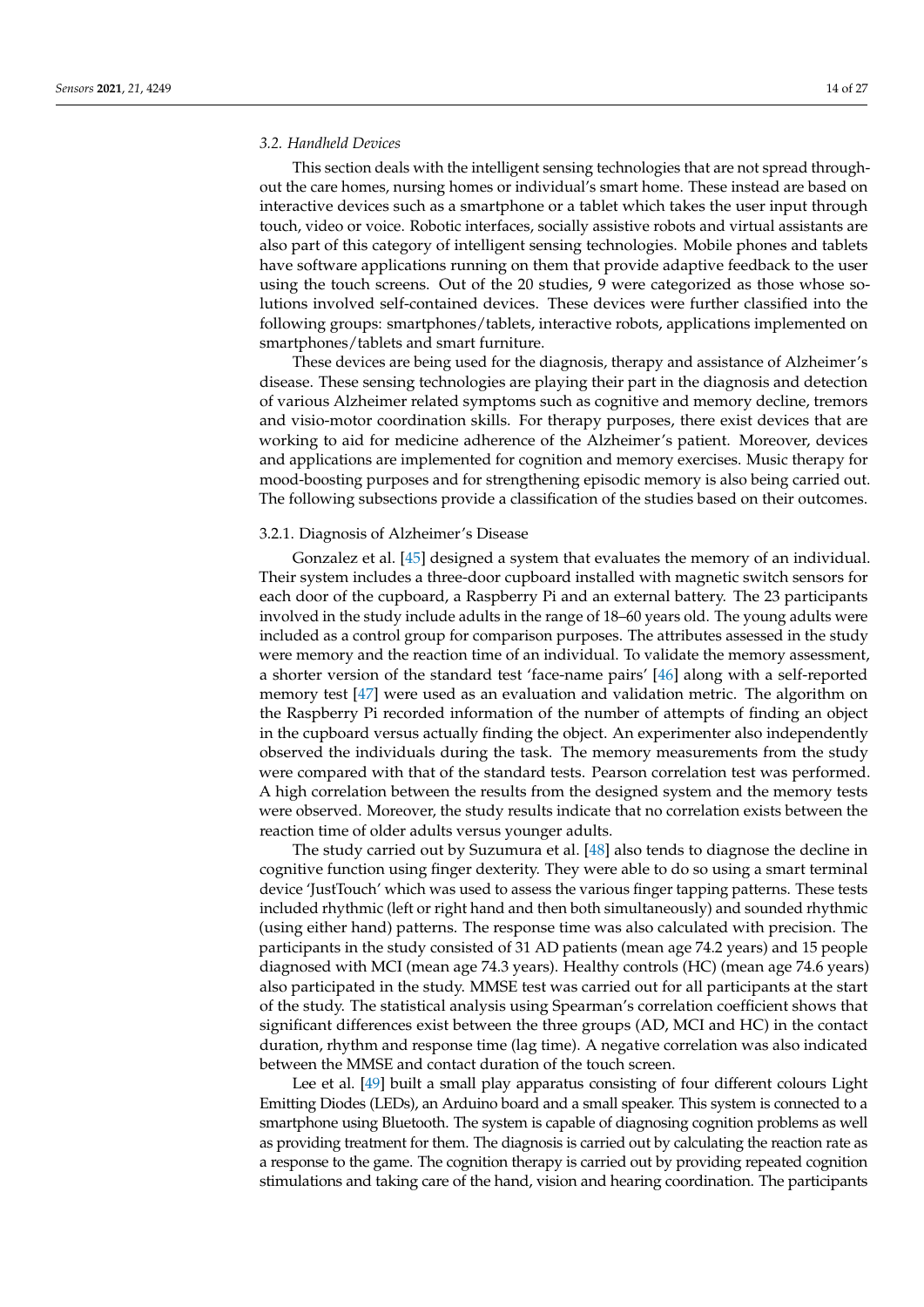### 3.2. Handheld Devices

This section deals with the intelligent sensing technologies that are not spread throughout the care homes, nursing homes or individual's smart home. These instead are based on interactive devices such as a smartphone or a tablet which takes the user input through touch, video or voice. Robotic interfaces, socially assistive robots and virtual assistants are also part of this category of intelligent sensing technologies. Mobile phones and tablets have software applications running on them that provide adaptive feedback to the user using the touch screens. Out of the 20 studies, 9 were categorized as those whose solutions involved self-contained devices. These devices were further classified into the following groups: smartphones/tablets, interactive robots, applications implemented on smartphones/tablets and smart furniture.

These devices are being used for the diagnosis, therapy and assistance of Alzheimer's disease. These sensing technologies are playing their part in the diagnosis and detection of various Alzheimer related symptoms such as cognitive and memory decline, tremors and visio-motor coordination skills. For therapy purposes, there exist devices that are working to aid for medicine adherence of the Alzheimer's patient. Moreover, devices and applications are implemented for cognition and memory exercises. Music therapy for mood-boosting purposes and for strengthening episodic memory is also being carried out. The following subsections provide a classification of the studies based on their outcomes.

#### 3.2.1. Diagnosis of Alzheimer's Disease

Gonzalez et al. [45] designed a system that evaluates the memory of an individual. Their system includes a three-door cupboard installed with magnetic switch sensors for each door of the cupboard, a Raspberry Pi and an external battery. The 23 participants involved in the study include adults in the range of 18–60 years old. The young adults were included as a control group for comparison purposes. The attributes assessed in the study were memory and the reaction time of an individual. To validate the memory assessment, a shorter version of the standard test 'face-name pairs' [46] along with a self-reported memory test [47] were used as an evaluation and validation metric. The algorithm on the Raspberry Pi recorded information of the number of attempts of finding an object in the cupboard versus actually finding the object. An experimenter also independently observed the individuals during the task. The memory measurements from the study were compared with that of the standard tests. Pearson correlation test was performed. A high correlation between the results from the designed system and the memory tests were observed. Moreover, the study results indicate that no correlation exists between the reaction time of older adults versus younger adults.

The study carried out by Suzumura et al. [48] also tends to diagnose the decline in cognitive function using finger dexterity. They were able to do so using a smart terminal device 'JustTouch' which was used to assess the various finger tapping patterns. These tests included rhythmic (left or right hand and then both simultaneously) and sounded rhythmic (using either hand) patterns. The response time was also calculated with precision. The participants in the study consisted of 31 AD patients (mean age 74.2 years) and 15 people diagnosed with MCI (mean age 74.3 years). Healthy controls (HC) (mean age 74.6 years) also participated in the study. MMSE test was carried out for all participants at the start of the study. The statistical analysis using Spearman's correlation coefficient shows that significant differences exist between the three groups (AD, MCI and HC) in the contact duration, rhythm and response time (lag time). A negative correlation was also indicated between the MMSE and contact duration of the touch screen.

Lee et al. [49] built a small play apparatus consisting of four different colours Light Emitting Diodes (LEDs), an Arduino board and a small speaker. This system is connected to a smartphone using Bluetooth. The system is capable of diagnosing cognition problems as well as providing treatment for them. The diagnosis is carried out by calculating the reaction rate as a response to the game. The cognition therapy is carried out by providing repeated cognition stimulations and taking care of the hand, vision and hearing coordination. The participants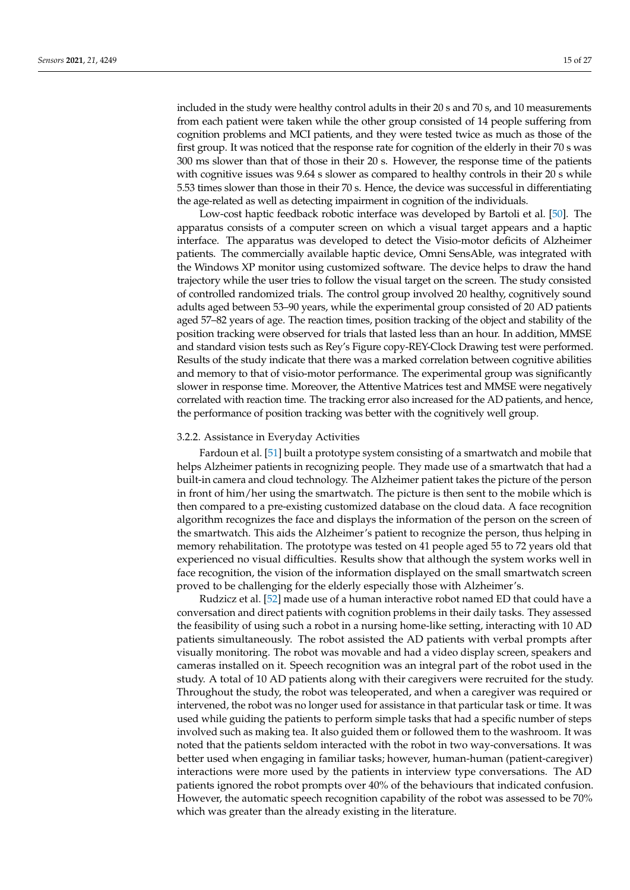included in the study were healthy control adults in their 20 s and 70 s, and 10 measurements from each patient were taken while the other group consisted of 14 people suffering from cognition problems and MCI patients, and they were tested twice as much as those of the first group. It was noticed that the response rate for cognition of the elderly in their 70 s was 300 ms slower than that of those in their 20 s. However, the response time of the patients with cognitive issues was 9.64 s slower as compared to healthy controls in their 20 s while 5.53 times slower than those in their 70 s. Hence, the device was successful in differentiating the age-related as well as detecting impairment in cognition of the individuals.

Low-cost haptic feedback robotic interface was developed by Bartoli et al. [50]. The apparatus consists of a computer screen on which a visual target appears and a haptic interface. The apparatus was developed to detect the Visio-motor deficits of Alzheimer patients. The commercially available haptic device, Omni SensAble, was integrated with the Windows XP monitor using customized software. The device helps to draw the hand trajectory while the user tries to follow the visual target on the screen. The study consisted of controlled randomized trials. The control group involved 20 healthy, cognitively sound adults aged between 53–90 years, while the experimental group consisted of 20 AD patients aged 57–82 years of age. The reaction times, position tracking of the object and stability of the position tracking were observed for trials that lasted less than an hour. In addition, MMSE and standard vision tests such as Rey's Figure copy-REY-Clock Drawing test were performed. Results of the study indicate that there was a marked correlation between cognitive abilities and memory to that of visio-motor performance. The experimental group was significantly slower in response time. Moreover, the Attentive Matrices test and MMSE were negatively correlated with reaction time. The tracking error also increased for the AD patients, and hence, the performance of position tracking was better with the cognitively well group.

#### 3.2.2. Assistance in Everyday Activities

Fardoun et al. [51] built a prototype system consisting of a smartwatch and mobile that helps Alzheimer patients in recognizing people. They made use of a smartwatch that had a built-in camera and cloud technology. The Alzheimer patient takes the picture of the person in front of him/her using the smartwatch. The picture is then sent to the mobile which is then compared to a pre-existing customized database on the cloud data. A face recognition algorithm recognizes the face and displays the information of the person on the screen of the smartwatch. This aids the Alzheimer's patient to recognize the person, thus helping in memory rehabilitation. The prototype was tested on 41 people aged 55 to 72 years old that experienced no visual difficulties. Results show that although the system works well in face recognition, the vision of the information displayed on the small smartwatch screen proved to be challenging for the elderly especially those with Alzheimer's.

Rudzicz et al. [52] made use of a human interactive robot named ED that could have a conversation and direct patients with cognition problems in their daily tasks. They assessed the feasibility of using such a robot in a nursing home-like setting, interacting with 10 AD patients simultaneously. The robot assisted the AD patients with verbal prompts after visually monitoring. The robot was movable and had a video display screen, speakers and cameras installed on it. Speech recognition was an integral part of the robot used in the study. A total of 10 AD patients along with their caregivers were recruited for the study. Throughout the study, the robot was teleoperated, and when a caregiver was required or intervened, the robot was no longer used for assistance in that particular task or time. It was used while guiding the patients to perform simple tasks that had a specific number of steps involved such as making tea. It also guided them or followed them to the washroom. It was noted that the patients seldom interacted with the robot in two way-conversations. It was better used when engaging in familiar tasks; however, human-human (patient-caregiver) interactions were more used by the patients in interview type conversations. The AD patients ignored the robot prompts over 40% of the behaviours that indicated confusion. However, the automatic speech recognition capability of the robot was assessed to be 70% which was greater than the already existing in the literature.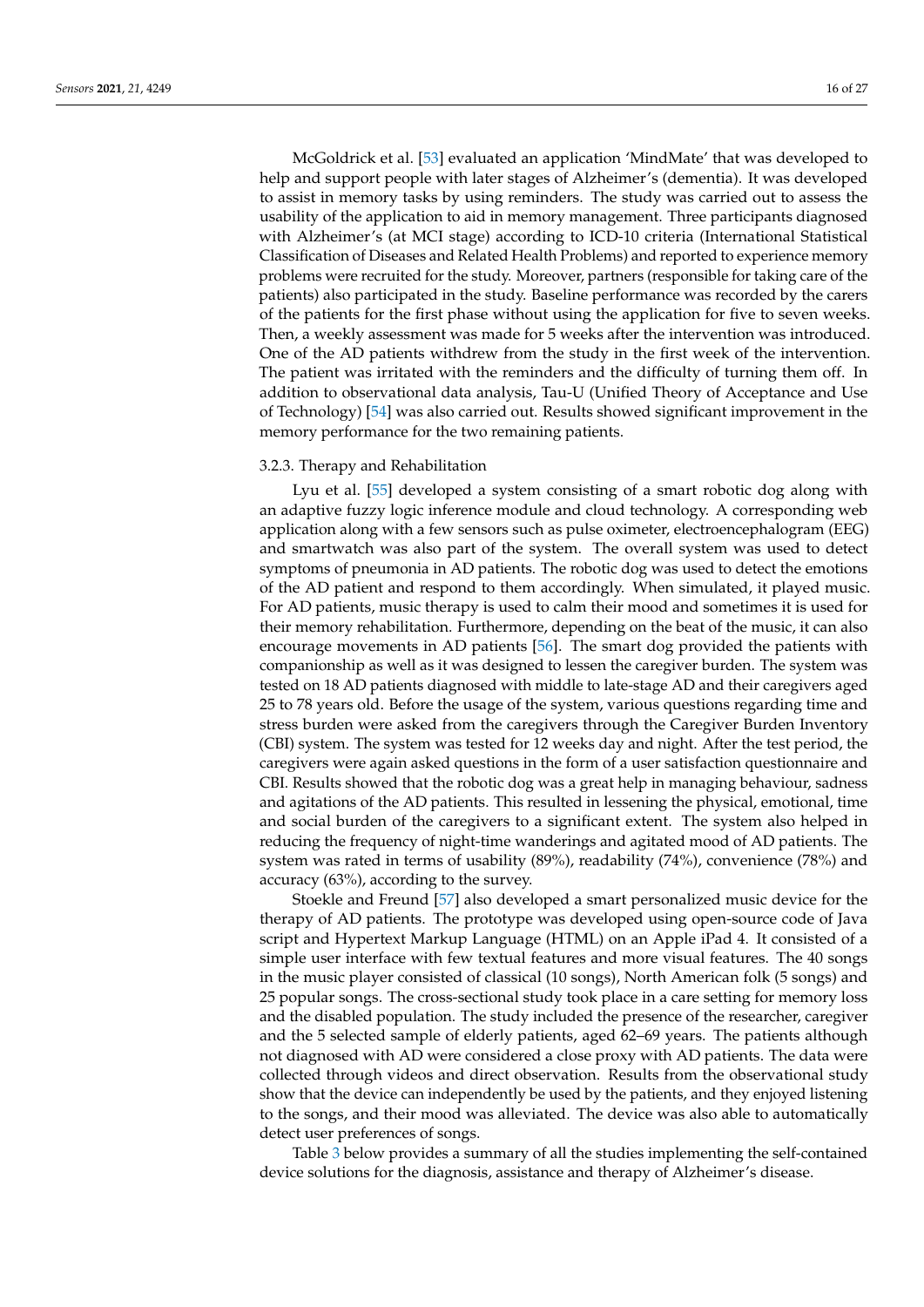McGoldrick et al. [53] evaluated an application 'MindMate' that was developed to help and support people with later stages of Alzheimer's (dementia). It was developed to assist in memory tasks by using reminders. The study was carried out to assess the usability of the application to aid in memory management. Three participants diagnosed with Alzheimer's (at MCI stage) according to ICD-10 criteria (International Statistical Classification of Diseases and Related Health Problems) and reported to experience memory problems were recruited for the study. Moreover, partners (responsible for taking care of the patients) also participated in the study. Baseline performance was recorded by the carers of the patients for the first phase without using the application for five to seven weeks. Then, a weekly assessment was made for 5 weeks after the intervention was introduced. One of the AD patients withdrew from the study in the first week of the intervention. The patient was irritated with the reminders and the difficulty of turning them off. In addition to observational data analysis, Tau-U (Unified Theory of Acceptance and Use of Technology) [54] was also carried out. Results showed significant improvement in the memory performance for the two remaining patients.

### 3.2.3. Therapy and Rehabilitation

Lyu et al. [55] developed a system consisting of a smart robotic dog along with an adaptive fuzzy logic inference module and cloud technology. A corresponding web application along with a few sensors such as pulse oximeter, electroencephalogram (EEG) and smartwatch was also part of the system. The overall system was used to detect symptoms of pneumonia in AD patients. The robotic dog was used to detect the emotions of the AD patient and respond to them accordingly. When simulated, it played music. For AD patients, music therapy is used to calm their mood and sometimes it is used for their memory rehabilitation. Furthermore, depending on the beat of the music, it can also encourage movements in AD patients [56]. The smart dog provided the patients with companionship as well as it was designed to lessen the caregiver burden. The system was tested on 18 AD patients diagnosed with middle to late-stage AD and their caregivers aged 25 to 78 years old. Before the usage of the system, various questions regarding time and stress burden were asked from the caregivers through the Caregiver Burden Inventory (CBI) system. The system was tested for 12 weeks day and night. After the test period, the caregivers were again asked questions in the form of a user satisfaction questionnaire and CBI. Results showed that the robotic dog was a great help in managing behaviour, sadness and agitations of the AD patients. This resulted in lessening the physical, emotional, time and social burden of the caregivers to a significant extent. The system also helped in reducing the frequency of night-time wanderings and agitated mood of AD patients. The system was rated in terms of usability (89%), readability (74%), convenience (78%) and accuracy (63%), according to the survey.

Stoekle and Freund [57] also developed a smart personalized music device for the therapy of AD patients. The prototype was developed using open-source code of Java script and Hypertext Markup Language (HTML) on an Apple iPad 4. It consisted of a simple user interface with few textual features and more visual features. The 40 songs in the music player consisted of classical (10 songs), North American folk (5 songs) and 25 popular songs. The cross-sectional study took place in a care setting for memory loss and the disabled population. The study included the presence of the researcher, caregiver and the 5 selected sample of elderly patients, aged 62–69 years. The patients although not diagnosed with AD were considered a close proxy with AD patients. The data were collected through videos and direct observation. Results from the observational study show that the device can independently be used by the patients, and they enjoyed listening to the songs, and their mood was alleviated. The device was also able to automatically detect user preferences of songs.

Table 3 below provides a summary of all the studies implementing the self-contained device solutions for the diagnosis, assistance and therapy of Alzheimer's disease.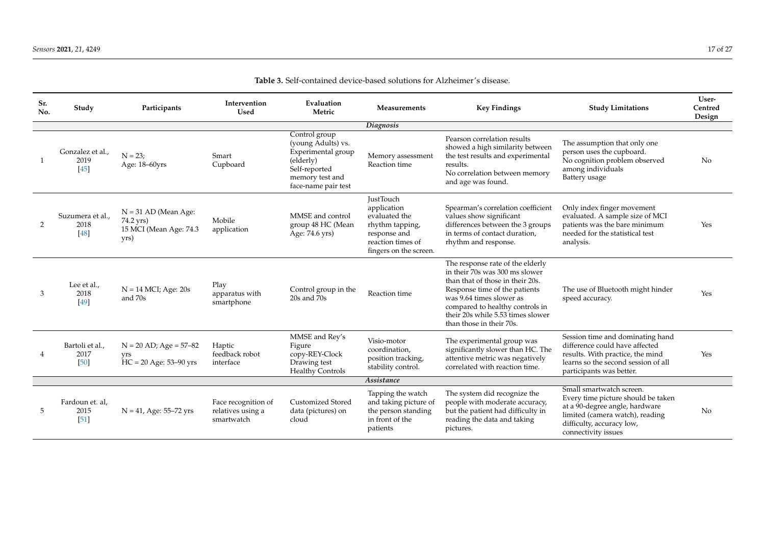**Table 3.** Self-contained device-based solutions for Alzheimer's disease.

| Sr. No. | Study | Participants | Intervention Used | Evaluation Metric | Measurements | Key Findings | Study Limitations | User-Centred Design |
|---|---|---|---|---|---|---|---|---|
| | | | | *Diagnosis* | | | | |
| 1 | Gonzalez et al., 2019 [45] | N = 23; Age: 18–60yrs | Smart Cupboard | Control group (young Adults) vs. Experimental group (elderly) Self-reported memory test and face-name pair test | Memory assessment Reaction time | Pearson correlation results showed a high similarity between the test results and experimental results. No correlation between memory and age was found. | The assumption that only one person uses the cupboard. No cognition problem observed among individuals Battery usage | No |
| 2 | Suzumera et al., 2018 [48] | N = 31 AD (Mean Age: 74.2 yrs) 15 MCI (Mean Age: 74.3 yrs) | Mobile application | MMSE and control group 48 HC (Mean Age: 74.6 yrs) | JustTouch application evaluated the rhythm tapping, response and reaction times of fingers on the screen. | Spearman's correlation coefficient values show significant differences between the 3 groups in terms of contact duration, rhythm and response. | Only index finger movement evaluated. A sample size of MCI patients was the bare minimum needed for the statistical test analysis. | Yes |
| 3 | Lee et al., 2018 [49] | N = 14 MCI; Age: 20s and 70s | Play apparatus with smartphone | Control group in the 20s and 70s | Reaction time | The response rate of the elderly in their 70s was 300 ms slower than that of those in their 20s. Response time of the patients was 9.64 times slower as compared to healthy controls in their 20s while 5.53 times slower than those in their 70s. | The use of Bluetooth might hinder speed accuracy. | Yes |
| 4 | Bartoli et al., 2017 [50] | N = 20 AD; Age = 57–82 yrs HC = 20 Age: 53–90 yrs | Haptic feedback robot interface | MMSE and Rey's Figure copy-REY-Clock Drawing test Healthy Controls | Visio-motor coordination, position tracking, stability control. | The experimental group was significantly slower than HC. The attentive metric was negatively correlated with reaction time. | Session time and dominating hand difference could have affected results. With practice, the mind learns so the second session of all participants was better. | Yes |
| | | | | *Assistance* | | | | |
| 5 | Fardoun et. al, 2015 [51] | N = 41, Age: 55–72 yrs | Face recognition of relatives using a smartwatch | Customized Stored data (pictures) on cloud | Tapping the watch and taking picture of the person standing in front of the patients | The system did recognize the people with moderate accuracy, but the patient had difficulty in reading the data and taking pictures. | Small smartwatch screen. Every time picture should be taken at a 90-degree angle, hardware limited (camera watch), reading difficulty, accuracy low, connectivity issues | No |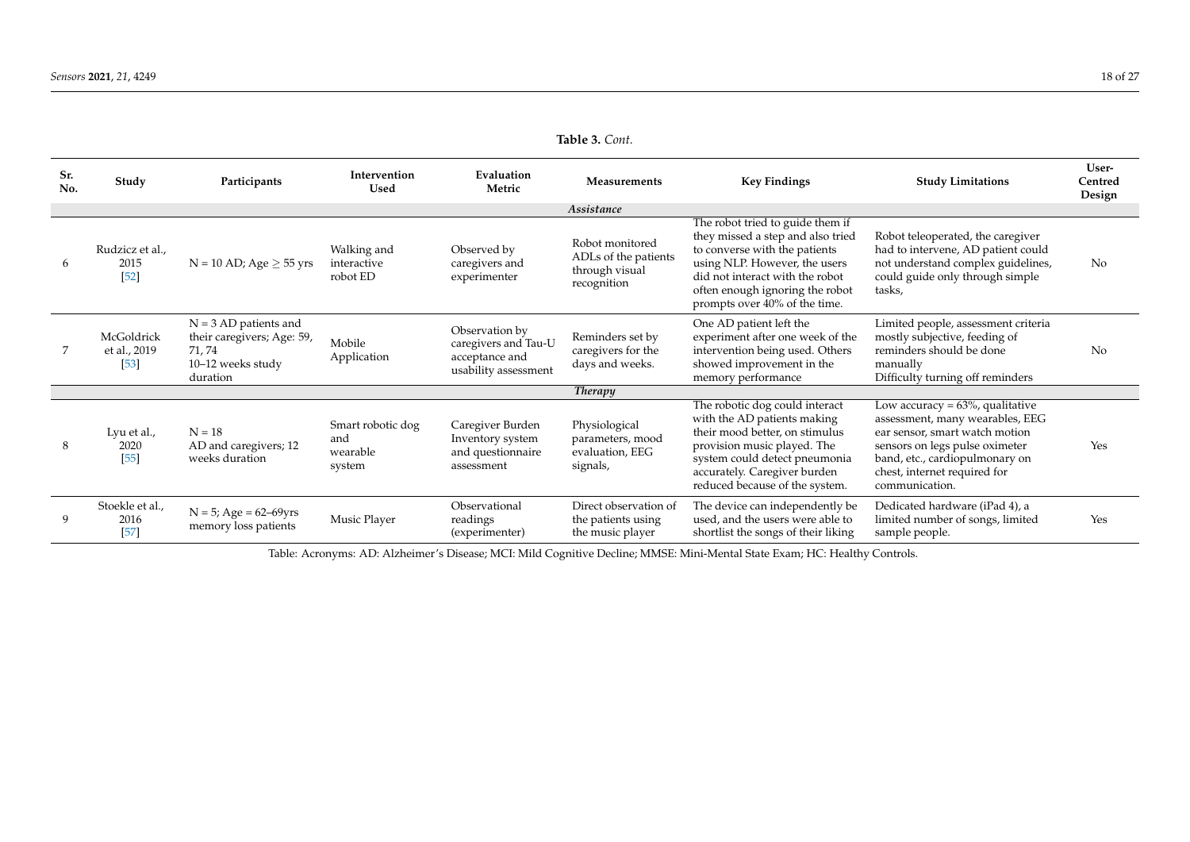**Table 3.** *Cont.*

| Sr. No. | Study | Participants | Intervention Used | Evaluation Metric | Measurements | Key Findings | Study Limitations | User-Centred Design |
|---|---|---|---|---|---|---|---|---|
| | | | | *Assistance* | | | | |
| 6 | Rudzicz et al., 2015 [52] | N = 10 AD; Age ≥ 55 yrs | Walking and interactive robot ED | Observed by caregivers and experimenter | Robot monitored ADLs of the patients through visual recognition | The robot tried to guide them if they missed a step and also tried to converse with the patients using NLP. However, the users did not interact with the robot often enough ignoring the robot prompts over 40% of the time. | Robot teleoperated, the caregiver had to intervene, AD patient could not understand complex guidelines, could guide only through simple tasks, | No |
| 7 | McGoldrick et al., 2019 [53] | N = 3 AD patients and their caregivers; Age: 59, 71, 74 10–12 weeks study duration | Mobile Application | Observation by caregivers and Tau-U acceptance and usability assessment | Reminders set by caregivers for the days and weeks. | One AD patient left the experiment after one week of the intervention being used. Others showed improvement in the memory performance | Limited people, assessment criteria mostly subjective, feeding of reminders should be done manually Difficulty turning off reminders | No |
| | | | | *Therapy* | | | | |
| 8 | Lyu et al., 2020 [55] | N = 18 AD and caregivers; 12 weeks duration | Smart robotic dog and wearable system | Caregiver Burden Inventory system and questionnaire assessment | Physiological parameters, mood evaluation, EEG signals, | The robotic dog could interact with the AD patients making their mood better, on stimulus provision music played. The system could detect pneumonia accurately. Caregiver burden reduced because of the system. | Low accuracy = 63%, qualitative assessment, many wearables, EEG ear sensor, smart watch motion sensors on legs pulse oximeter band, etc., cardiopulmonary on chest, internet required for communication. | Yes |
| 9 | Stoekle et al., 2016 [57] | N = 5; Age = 62–69yrs memory loss patients | Music Player | Observational readings (experimenter) | Direct observation of the patients using the music player | The device can independently be used, and the users were able to shortlist the songs of their liking | Dedicated hardware (iPad 4), a limited number of songs, limited sample people. | Yes |

Table: Acronyms: AD: Alzheimer's Disease; MCI: Mild Cognitive Decline; MMSE: Mini-Mental State Exam; HC: Healthy Controls.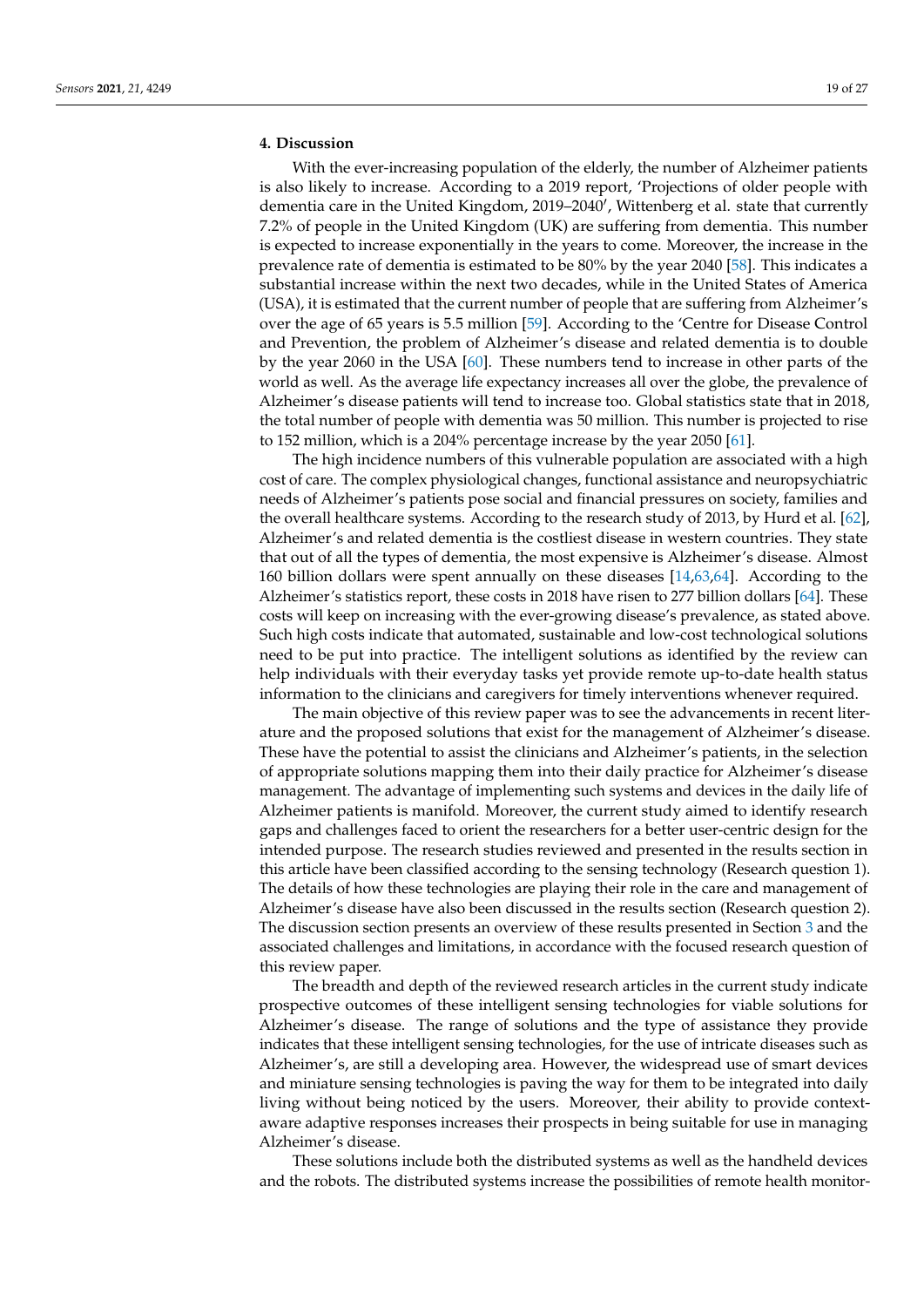## 4. Discussion

With the ever-increasing population of the elderly, the number of Alzheimer patients is also likely to increase. According to a 2019 report, 'Projections of older people with dementia care in the United Kingdom, 2019–2040', Wittenberg et al. state that currently 7.2% of people in the United Kingdom (UK) are suffering from dementia. This number is expected to increase exponentially in the years to come. Moreover, the increase in the prevalence rate of dementia is estimated to be 80% by the year 2040 [58]. This indicates a substantial increase within the next two decades, while in the United States of America (USA), it is estimated that the current number of people that are suffering from Alzheimer's over the age of 65 years is 5.5 million [59]. According to the 'Centre for Disease Control and Prevention, the problem of Alzheimer's disease and related dementia is to double by the year 2060 in the USA [60]. These numbers tend to increase in other parts of the world as well. As the average life expectancy increases all over the globe, the prevalence of Alzheimer's disease patients will tend to increase too. Global statistics state that in 2018, the total number of people with dementia was 50 million. This number is projected to rise to 152 million, which is a 204% percentage increase by the year 2050 [61].

The high incidence numbers of this vulnerable population are associated with a high cost of care. The complex physiological changes, functional assistance and neuropsychiatric needs of Alzheimer's patients pose social and financial pressures on society, families and the overall healthcare systems. According to the research study of 2013, by Hurd et al. [62], Alzheimer's and related dementia is the costliest disease in western countries. They state that out of all the types of dementia, the most expensive is Alzheimer's disease. Almost 160 billion dollars were spent annually on these diseases [14,63,64]. According to the Alzheimer's statistics report, these costs in 2018 have risen to 277 billion dollars [64]. These costs will keep on increasing with the ever-growing disease's prevalence, as stated above. Such high costs indicate that automated, sustainable and low-cost technological solutions need to be put into practice. The intelligent solutions as identified by the review can help individuals with their everyday tasks yet provide remote up-to-date health status information to the clinicians and caregivers for timely interventions whenever required.

The main objective of this review paper was to see the advancements in recent literature and the proposed solutions that exist for the management of Alzheimer's disease. These have the potential to assist the clinicians and Alzheimer's patients, in the selection of appropriate solutions mapping them into their daily practice for Alzheimer's disease management. The advantage of implementing such systems and devices in the daily life of Alzheimer patients is manifold. Moreover, the current study aimed to identify research gaps and challenges faced to orient the researchers for a better user-centric design for the intended purpose. The research studies reviewed and presented in the results section in this article have been classified according to the sensing technology (Research question 1). The details of how these technologies are playing their role in the care and management of Alzheimer's disease have also been discussed in the results section (Research question 2). The discussion section presents an overview of these results presented in Section 3 and the associated challenges and limitations, in accordance with the focused research question of this review paper.

The breadth and depth of the reviewed research articles in the current study indicate prospective outcomes of these intelligent sensing technologies for viable solutions for Alzheimer's disease. The range of solutions and the type of assistance they provide indicates that these intelligent sensing technologies, for the use of intricate diseases such as Alzheimer's, are still a developing area. However, the widespread use of smart devices and miniature sensing technologies is paving the way for them to be integrated into daily living without being noticed by the users. Moreover, their ability to provide context-aware adaptive responses increases their prospects in being suitable for use in managing Alzheimer's disease.

These solutions include both the distributed systems as well as the handheld devices and the robots. The distributed systems increase the possibilities of remote health monitor-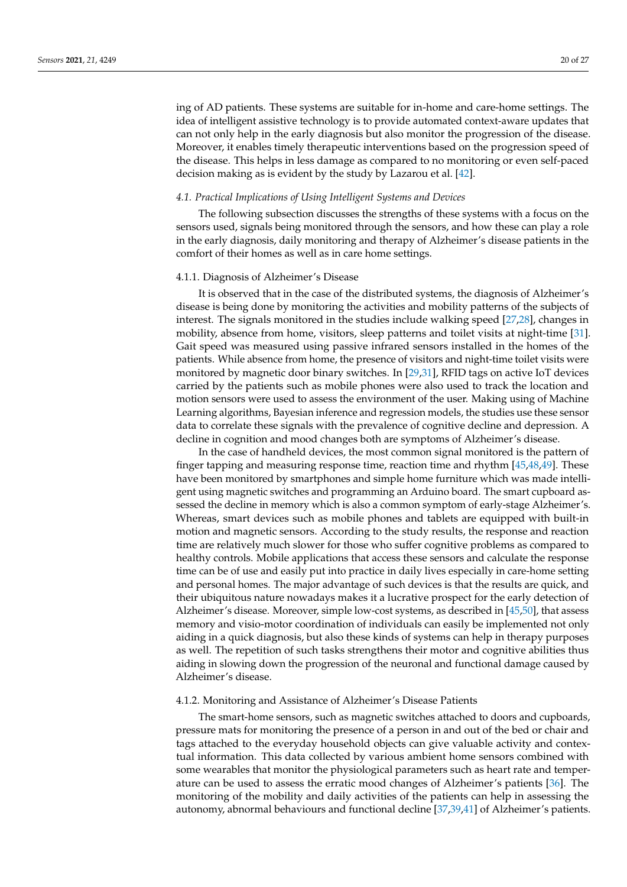ing of AD patients. These systems are suitable for in-home and care-home settings. The idea of intelligent assistive technology is to provide automated context-aware updates that can not only help in the early diagnosis but also monitor the progression of the disease. Moreover, it enables timely therapeutic interventions based on the progression speed of the disease. This helps in less damage as compared to no monitoring or even self-paced decision making as is evident by the study by Lazarou et al. [42].

### *4.1. Practical Implications of Using Intelligent Systems and Devices*

The following subsection discusses the strengths of these systems with a focus on the sensors used, signals being monitored through the sensors, and how these can play a role in the early diagnosis, daily monitoring and therapy of Alzheimer's disease patients in the comfort of their homes as well as in care home settings.

#### 4.1.1. Diagnosis of Alzheimer's Disease

It is observed that in the case of the distributed systems, the diagnosis of Alzheimer's disease is being done by monitoring the activities and mobility patterns of the subjects of interest. The signals monitored in the studies include walking speed [27,28], changes in mobility, absence from home, visitors, sleep patterns and toilet visits at night-time [31]. Gait speed was measured using passive infrared sensors installed in the homes of the patients. While absence from home, the presence of visitors and night-time toilet visits were monitored by magnetic door binary switches. In [29,31], RFID tags on active IoT devices carried by the patients such as mobile phones were also used to track the location and motion sensors were used to assess the environment of the user. Making using of Machine Learning algorithms, Bayesian inference and regression models, the studies use these sensor data to correlate these signals with the prevalence of cognitive decline and depression. A decline in cognition and mood changes both are symptoms of Alzheimer's disease.

In the case of handheld devices, the most common signal monitored is the pattern of finger tapping and measuring response time, reaction time and rhythm [45,48,49]. These have been monitored by smartphones and simple home furniture which was made intelligent using magnetic switches and programming an Arduino board. The smart cupboard assessed the decline in memory which is also a common symptom of early-stage Alzheimer's. Whereas, smart devices such as mobile phones and tablets are equipped with built-in motion and magnetic sensors. According to the study results, the response and reaction time are relatively much slower for those who suffer cognitive problems as compared to healthy controls. Mobile applications that access these sensors and calculate the response time can be of use and easily put into practice in daily lives especially in care-home setting and personal homes. The major advantage of such devices is that the results are quick, and their ubiquitous nature nowadays makes it a lucrative prospect for the early detection of Alzheimer's disease. Moreover, simple low-cost systems, as described in [45,50], that assess memory and visio-motor coordination of individuals can easily be implemented not only aiding in a quick diagnosis, but also these kinds of systems can help in therapy purposes as well. The repetition of such tasks strengthens their motor and cognitive abilities thus aiding in slowing down the progression of the neuronal and functional damage caused by Alzheimer's disease.

#### 4.1.2. Monitoring and Assistance of Alzheimer's Disease Patients

The smart-home sensors, such as magnetic switches attached to doors and cupboards, pressure mats for monitoring the presence of a person in and out of the bed or chair and tags attached to the everyday household objects can give valuable activity and contextual information. This data collected by various ambient home sensors combined with some wearables that monitor the physiological parameters such as heart rate and temperature can be used to assess the erratic mood changes of Alzheimer's patients [36]. The monitoring of the mobility and daily activities of the patients can help in assessing the autonomy, abnormal behaviours and functional decline [37,39,41] of Alzheimer's patients.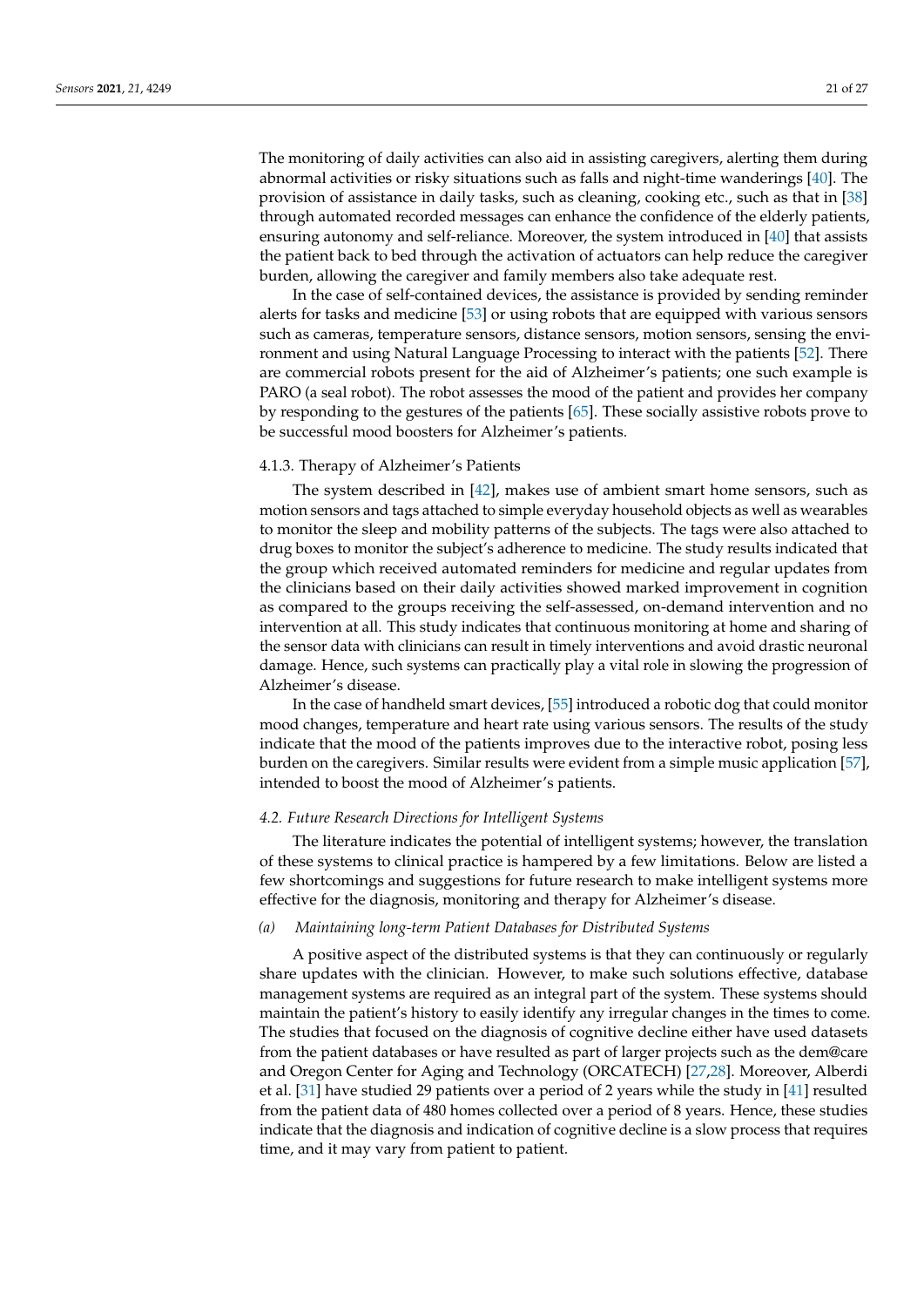The monitoring of daily activities can also aid in assisting caregivers, alerting them during abnormal activities or risky situations such as falls and night-time wanderings [40]. The provision of assistance in daily tasks, such as cleaning, cooking etc., such as that in [38] through automated recorded messages can enhance the confidence of the elderly patients, ensuring autonomy and self-reliance. Moreover, the system introduced in [40] that assists the patient back to bed through the activation of actuators can help reduce the caregiver burden, allowing the caregiver and family members also take adequate rest.

In the case of self-contained devices, the assistance is provided by sending reminder alerts for tasks and medicine [53] or using robots that are equipped with various sensors such as cameras, temperature sensors, distance sensors, motion sensors, sensing the environment and using Natural Language Processing to interact with the patients [52]. There are commercial robots present for the aid of Alzheimer's patients; one such example is PARO (a seal robot). The robot assesses the mood of the patient and provides her company by responding to the gestures of the patients [65]. These socially assistive robots prove to be successful mood boosters for Alzheimer's patients.

#### 4.1.3. Therapy of Alzheimer's Patients

The system described in [42], makes use of ambient smart home sensors, such as motion sensors and tags attached to simple everyday household objects as well as wearables to monitor the sleep and mobility patterns of the subjects. The tags were also attached to drug boxes to monitor the subject's adherence to medicine. The study results indicated that the group which received automated reminders for medicine and regular updates from the clinicians based on their daily activities showed marked improvement in cognition as compared to the groups receiving the self-assessed, on-demand intervention and no intervention at all. This study indicates that continuous monitoring at home and sharing of the sensor data with clinicians can result in timely interventions and avoid drastic neuronal damage. Hence, such systems can practically play a vital role in slowing the progression of Alzheimer's disease.

In the case of handheld smart devices, [55] introduced a robotic dog that could monitor mood changes, temperature and heart rate using various sensors. The results of the study indicate that the mood of the patients improves due to the interactive robot, posing less burden on the caregivers. Similar results were evident from a simple music application [57], intended to boost the mood of Alzheimer's patients.

### *4.2. Future Research Directions for Intelligent Systems*

The literature indicates the potential of intelligent systems; however, the translation of these systems to clinical practice is hampered by a few limitations. Below are listed a few shortcomings and suggestions for future research to make intelligent systems more effective for the diagnosis, monitoring and therapy for Alzheimer's disease.

*(a) Maintaining long-term Patient Databases for Distributed Systems*

A positive aspect of the distributed systems is that they can continuously or regularly share updates with the clinician. However, to make such solutions effective, database management systems are required as an integral part of the system. These systems should maintain the patient's history to easily identify any irregular changes in the times to come. The studies that focused on the diagnosis of cognitive decline either have used datasets from the patient databases or have resulted as part of larger projects such as the dem@care and Oregon Center for Aging and Technology (ORCATECH) [27,28]. Moreover, Alberdi et al. [31] have studied 29 patients over a period of 2 years while the study in [41] resulted from the patient data of 480 homes collected over a period of 8 years. Hence, these studies indicate that the diagnosis and indication of cognitive decline is a slow process that requires time, and it may vary from patient to patient.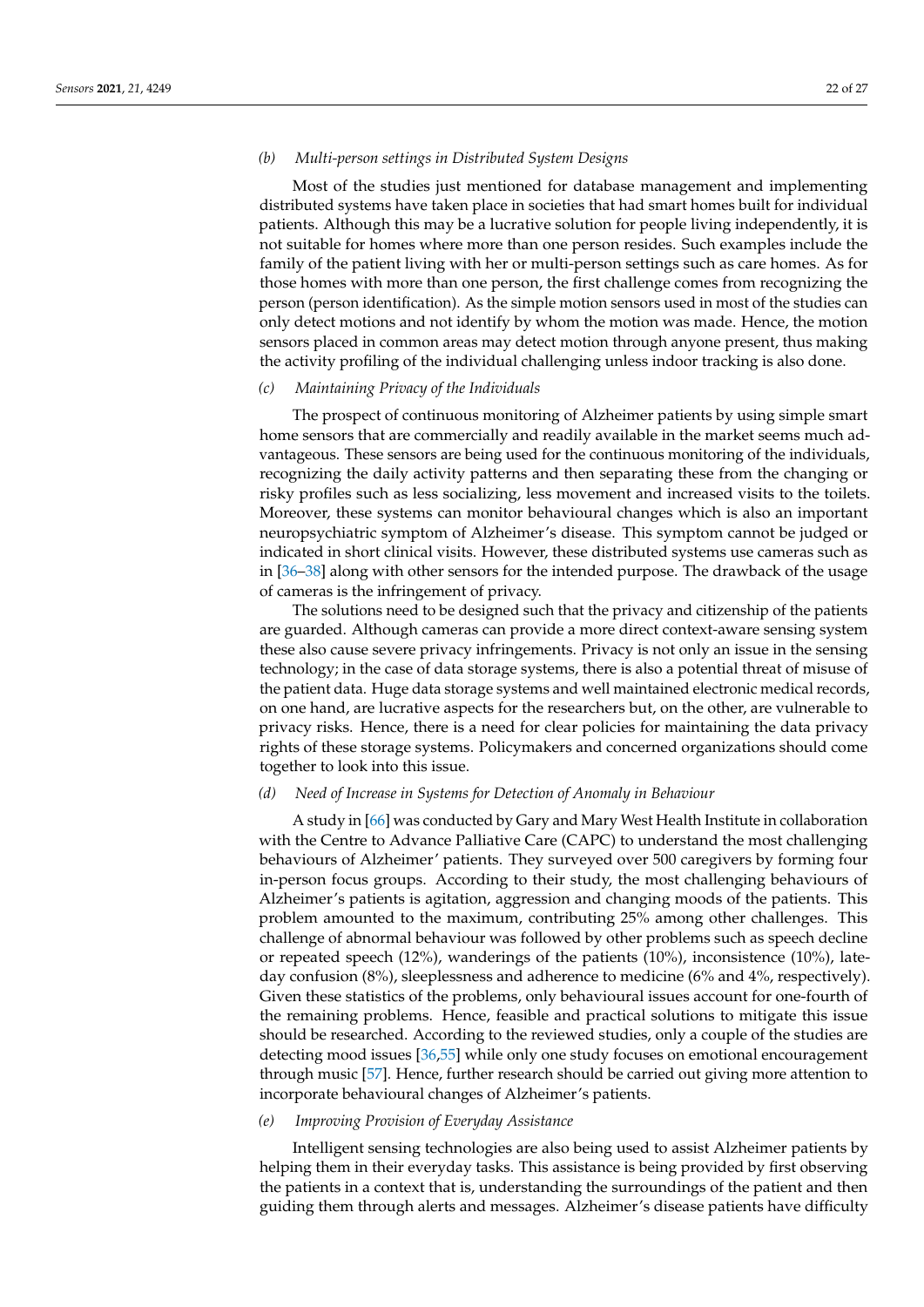*(b) Multi-person settings in Distributed System Designs*

Most of the studies just mentioned for database management and implementing distributed systems have taken place in societies that had smart homes built for individual patients. Although this may be a lucrative solution for people living independently, it is not suitable for homes where more than one person resides. Such examples include the family of the patient living with her or multi-person settings such as care homes. As for those homes with more than one person, the first challenge comes from recognizing the person (person identification). As the simple motion sensors used in most of the studies can only detect motions and not identify by whom the motion was made. Hence, the motion sensors placed in common areas may detect motion through anyone present, thus making the activity profiling of the individual challenging unless indoor tracking is also done.

*(c) Maintaining Privacy of the Individuals*

The prospect of continuous monitoring of Alzheimer patients by using simple smart home sensors that are commercially and readily available in the market seems much advantageous. These sensors are being used for the continuous monitoring of the individuals, recognizing the daily activity patterns and then separating these from the changing or risky profiles such as less socializing, less movement and increased visits to the toilets. Moreover, these systems can monitor behavioural changes which is also an important neuropsychiatric symptom of Alzheimer's disease. This symptom cannot be judged or indicated in short clinical visits. However, these distributed systems use cameras such as in [36–38] along with other sensors for the intended purpose. The drawback of the usage of cameras is the infringement of privacy.

The solutions need to be designed such that the privacy and citizenship of the patients are guarded. Although cameras can provide a more direct context-aware sensing system these also cause severe privacy infringements. Privacy is not only an issue in the sensing technology; in the case of data storage systems, there is also a potential threat of misuse of the patient data. Huge data storage systems and well maintained electronic medical records, on one hand, are lucrative aspects for the researchers but, on the other, are vulnerable to privacy risks. Hence, there is a need for clear policies for maintaining the data privacy rights of these storage systems. Policymakers and concerned organizations should come together to look into this issue.

*(d) Need of Increase in Systems for Detection of Anomaly in Behaviour*

A study in [66] was conducted by Gary and Mary West Health Institute in collaboration with the Centre to Advance Palliative Care (CAPC) to understand the most challenging behaviours of Alzheimer' patients. They surveyed over 500 caregivers by forming four in-person focus groups. According to their study, the most challenging behaviours of Alzheimer's patients is agitation, aggression and changing moods of the patients. This problem amounted to the maximum, contributing 25% among other challenges. This challenge of abnormal behaviour was followed by other problems such as speech decline or repeated speech (12%), wanderings of the patients (10%), inconsistence (10%), late-day confusion (8%), sleeplessness and adherence to medicine (6% and 4%, respectively). Given these statistics of the problems, only behavioural issues account for one-fourth of the remaining problems. Hence, feasible and practical solutions to mitigate this issue should be researched. According to the reviewed studies, only a couple of the studies are detecting mood issues [36,55] while only one study focuses on emotional encouragement through music [57]. Hence, further research should be carried out giving more attention to incorporate behavioural changes of Alzheimer's patients.

*(e) Improving Provision of Everyday Assistance*

Intelligent sensing technologies are also being used to assist Alzheimer patients by helping them in their everyday tasks. This assistance is being provided by first observing the patients in a context that is, understanding the surroundings of the patient and then guiding them through alerts and messages. Alzheimer's disease patients have difficulty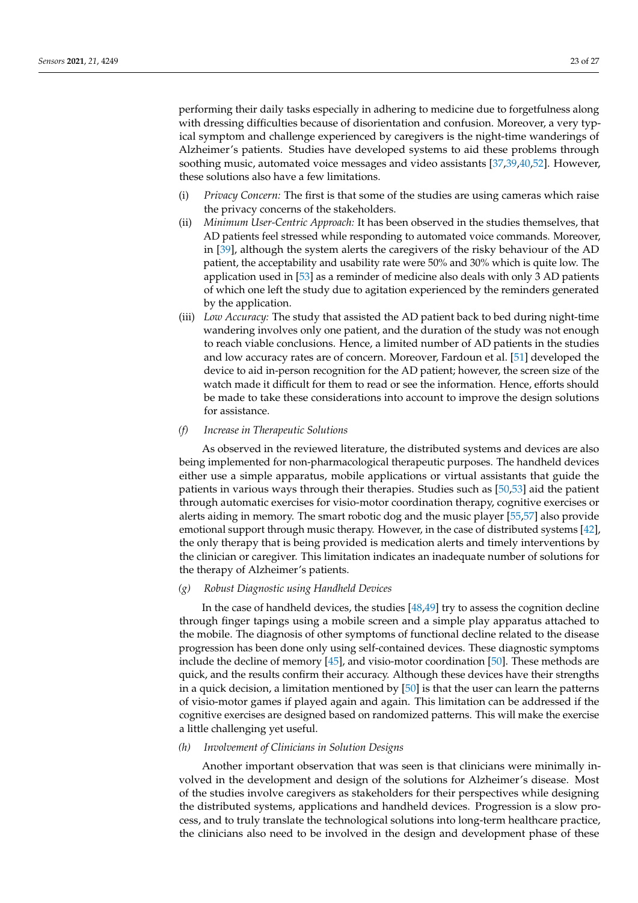performing their daily tasks especially in adhering to medicine due to forgetfulness along with dressing difficulties because of disorientation and confusion. Moreover, a very typical symptom and challenge experienced by caregivers is the night-time wanderings of Alzheimer's patients. Studies have developed systems to aid these problems through soothing music, automated voice messages and video assistants [37,39,40,52]. However, these solutions also have a few limitations.

(i) *Privacy Concern:* The first is that some of the studies are using cameras which raise the privacy concerns of the stakeholders.
(ii) *Minimum User-Centric Approach:* It has been observed in the studies themselves, that AD patients feel stressed while responding to automated voice commands. Moreover, in [39], although the system alerts the caregivers of the risky behaviour of the AD patient, the acceptability and usability rate were 50% and 30% which is quite low. The application used in [53] as a reminder of medicine also deals with only 3 AD patients of which one left the study due to agitation experienced by the reminders generated by the application.
(iii) *Low Accuracy:* The study that assisted the AD patient back to bed during night-time wandering involves only one patient, and the duration of the study was not enough to reach viable conclusions. Hence, a limited number of AD patients in the studies and low accuracy rates are of concern. Moreover, Fardoun et al. [51] developed the device to aid in-person recognition for the AD patient; however, the screen size of the watch made it difficult for them to read or see the information. Hence, efforts should be made to take these considerations into account to improve the design solutions for assistance.

*(f) Increase in Therapeutic Solutions*

As observed in the reviewed literature, the distributed systems and devices are also being implemented for non-pharmacological therapeutic purposes. The handheld devices either use a simple apparatus, mobile applications or virtual assistants that guide the patients in various ways through their therapies. Studies such as [50,53] aid the patient through automatic exercises for visio-motor coordination therapy, cognitive exercises or alerts aiding in memory. The smart robotic dog and the music player [55,57] also provide emotional support through music therapy. However, in the case of distributed systems [42], the only therapy that is being provided is medication alerts and timely interventions by the clinician or caregiver. This limitation indicates an inadequate number of solutions for the therapy of Alzheimer's patients.

*(g) Robust Diagnostic using Handheld Devices*

In the case of handheld devices, the studies [48,49] try to assess the cognition decline through finger tapings using a mobile screen and a simple play apparatus attached to the mobile. The diagnosis of other symptoms of functional decline related to the disease progression has been done only using self-contained devices. These diagnostic symptoms include the decline of memory [45], and visio-motor coordination [50]. These methods are quick, and the results confirm their accuracy. Although these devices have their strengths in a quick decision, a limitation mentioned by [50] is that the user can learn the patterns of visio-motor games if played again and again. This limitation can be addressed if the cognitive exercises are designed based on randomized patterns. This will make the exercise a little challenging yet useful.

*(h) Involvement of Clinicians in Solution Designs*

Another important observation that was seen is that clinicians were minimally involved in the development and design of the solutions for Alzheimer's disease. Most of the studies involve caregivers as stakeholders for their perspectives while designing the distributed systems, applications and handheld devices. Progression is a slow process, and to truly translate the technological solutions into long-term healthcare practice, the clinicians also need to be involved in the design and development phase of these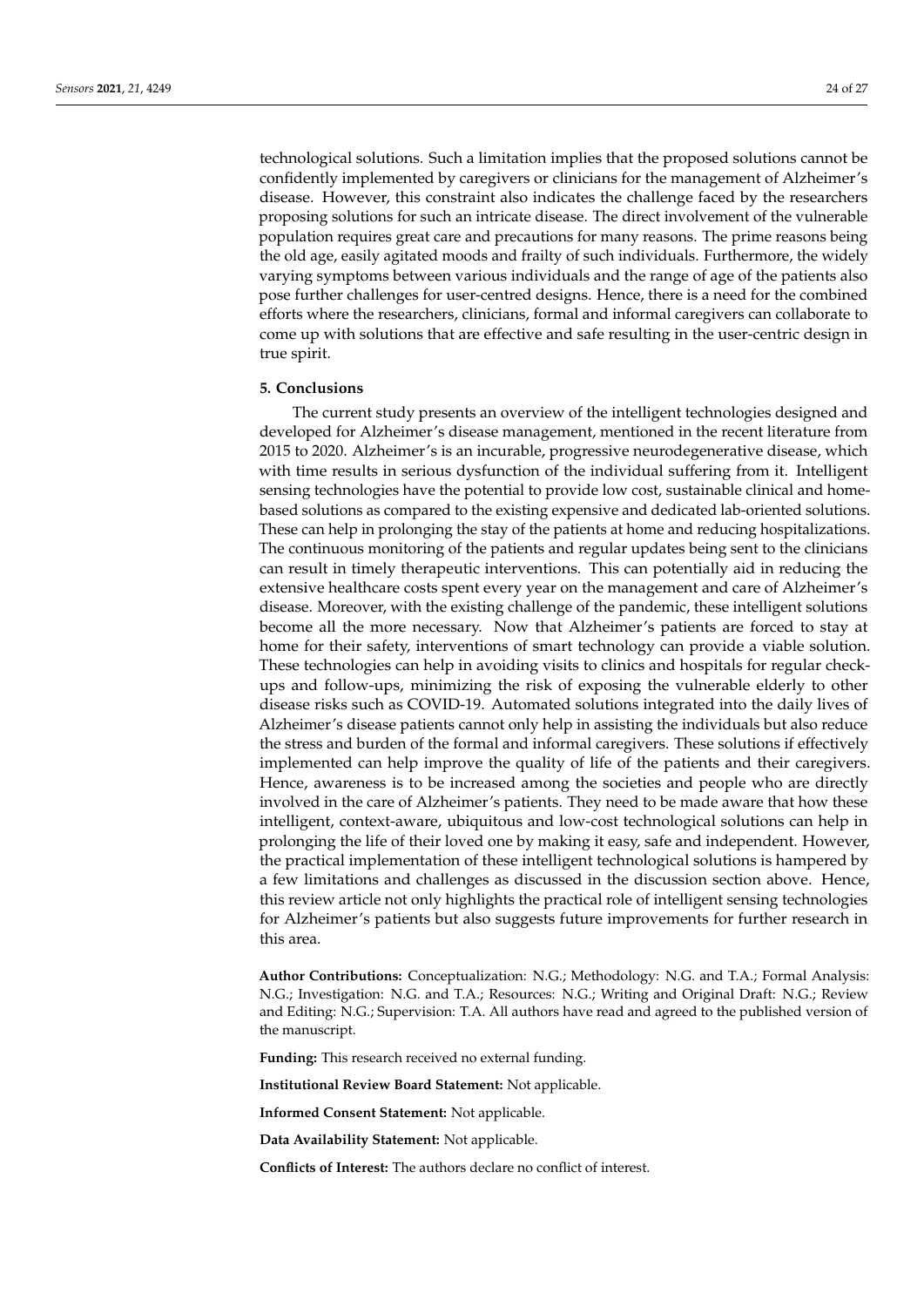technological solutions. Such a limitation implies that the proposed solutions cannot be confidently implemented by caregivers or clinicians for the management of Alzheimer's disease. However, this constraint also indicates the challenge faced by the researchers proposing solutions for such an intricate disease. The direct involvement of the vulnerable population requires great care and precautions for many reasons. The prime reasons being the old age, easily agitated moods and frailty of such individuals. Furthermore, the widely varying symptoms between various individuals and the range of age of the patients also pose further challenges for user-centred designs. Hence, there is a need for the combined efforts where the researchers, clinicians, formal and informal caregivers can collaborate to come up with solutions that are effective and safe resulting in the user-centric design in true spirit.

## 5. Conclusions

The current study presents an overview of the intelligent technologies designed and developed for Alzheimer's disease management, mentioned in the recent literature from 2015 to 2020. Alzheimer's is an incurable, progressive neurodegenerative disease, which with time results in serious dysfunction of the individual suffering from it. Intelligent sensing technologies have the potential to provide low cost, sustainable clinical and home-based solutions as compared to the existing expensive and dedicated lab-oriented solutions. These can help in prolonging the stay of the patients at home and reducing hospitalizations. The continuous monitoring of the patients and regular updates being sent to the clinicians can result in timely therapeutic interventions. This can potentially aid in reducing the extensive healthcare costs spent every year on the management and care of Alzheimer's disease. Moreover, with the existing challenge of the pandemic, these intelligent solutions become all the more necessary. Now that Alzheimer's patients are forced to stay at home for their safety, interventions of smart technology can provide a viable solution. These technologies can help in avoiding visits to clinics and hospitals for regular check-ups and follow-ups, minimizing the risk of exposing the vulnerable elderly to other disease risks such as COVID-19. Automated solutions integrated into the daily lives of Alzheimer's disease patients cannot only help in assisting the individuals but also reduce the stress and burden of the formal and informal caregivers. These solutions if effectively implemented can help improve the quality of life of the patients and their caregivers. Hence, awareness is to be increased among the societies and people who are directly involved in the care of Alzheimer's patients. They need to be made aware that how these intelligent, context-aware, ubiquitous and low-cost technological solutions can help in prolonging the life of their loved one by making it easy, safe and independent. However, the practical implementation of these intelligent technological solutions is hampered by a few limitations and challenges as discussed in the discussion section above. Hence, this review article not only highlights the practical role of intelligent sensing technologies for Alzheimer's patients but also suggests future improvements for further research in this area.

**Author Contributions:** Conceptualization: N.G.; Methodology: N.G. and T.A.; Formal Analysis: N.G.; Investigation: N.G. and T.A.; Resources: N.G.; Writing and Original Draft: N.G.; Review and Editing: N.G.; Supervision: T.A. All authors have read and agreed to the published version of the manuscript.

**Funding:** This research received no external funding.

**Institutional Review Board Statement:** Not applicable.

**Informed Consent Statement:** Not applicable.

**Data Availability Statement:** Not applicable.

**Conflicts of Interest:** The authors declare no conflict of interest.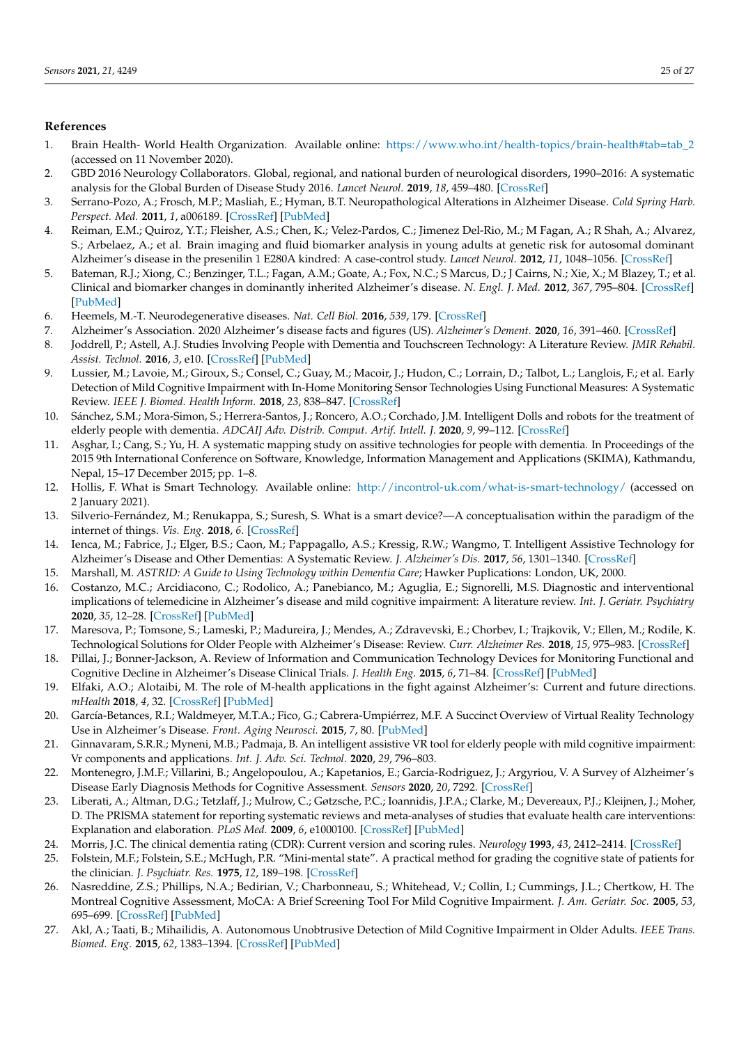## References

1. Brain Health- World Health Organization. Available online: https://www.who.int/health-topics/brain-health#tab=tab_2 (accessed on 11 November 2020).
2. GBD 2016 Neurology Collaborators. Global, regional, and national burden of neurological disorders, 1990–2016: A systematic analysis for the Global Burden of Disease Study 2016. *Lancet Neurol.* **2019**, *18*, 459–480. [CrossRef]
3. Serrano-Pozo, A.; Frosch, M.P.; Masliah, E.; Hyman, B.T. Neuropathological Alterations in Alzheimer Disease. *Cold Spring Harb. Perspect. Med.* **2011**, *1*, a006189. [CrossRef] [PubMed]
4. Reiman, E.M.; Quiroz, Y.T.; Fleisher, A.S.; Chen, K.; Velez-Pardos, C.; Jimenez Del-Rio, M.; M Fagan, A.; R Shah, A.; Alvarez, S.; Arbelaez, A.; et al. Brain imaging and fluid biomarker analysis in young adults at genetic risk for autosomal dominant Alzheimer's disease in the presenilin 1 E280A kindred: A case-control study. *Lancet Neurol.* **2012**, *11*, 1048–1056. [CrossRef]
5. Bateman, R.J.; Xiong, C.; Benzinger, T.L.; Fagan, A.M.; Goate, A.; Fox, N.C.; S Marcus, D.; J Cairns, N.; Xie, X.; M Blazey, T.; et al. Clinical and biomarker changes in dominantly inherited Alzheimer's disease. *N. Engl. J. Med.* **2012**, *367*, 795–804. [CrossRef] [PubMed]
6. Heemels, M.-T. Neurodegenerative diseases. *Nat. Cell Biol.* **2016**, *539*, 179. [CrossRef]
7. Alzheimer's Association. 2020 Alzheimer's disease facts and figures (US). *Alzheimer's Dement.* **2020**, *16*, 391–460. [CrossRef]
8. Joddrell, P.; Astell, A.J. Studies Involving People with Dementia and Touchscreen Technology: A Literature Review. *JMIR Rehabil. Assist. Technol.* **2016**, *3*, e10. [CrossRef] [PubMed]
9. Lussier, M.; Lavoie, M.; Giroux, S.; Consel, C.; Guay, M.; Macoir, J.; Hudon, C.; Lorrain, D.; Talbot, L.; Langlois, F.; et al. Early Detection of Mild Cognitive Impairment with In-Home Monitoring Sensor Technologies Using Functional Measures: A Systematic Review. *IEEE J. Biomed. Health Inform.* **2018**, *23*, 838–847. [CrossRef]
10. Sánchez, S.M.; Mora-Simon, S.; Herrera-Santos, J.; Roncero, A.O.; Corchado, J.M. Intelligent Dolls and robots for the treatment of elderly people with dementia. *ADCAIJ Adv. Distrib. Comput. Artif. Intell. J.* **2020**, *9*, 99–112. [CrossRef]
11. Asghar, I.; Cang, S.; Yu, H. A systematic mapping study on assitive technologies for people with dementia. In Proceedings of the 2015 9th International Conference on Software, Knowledge, Information Management and Applications (SKIMA), Kathmandu, Nepal, 15–17 December 2015; pp. 1–8.
12. Hollis, F. What is Smart Technology. Available online: http://incontrol-uk.com/what-is-smart-technology/ (accessed on 2 January 2021).
13. Silverio-Fernández, M.; Renukappa, S.; Suresh, S. What is a smart device?—A conceptualisation within the paradigm of the internet of things. *Vis. Eng.* **2018**, *6*. [CrossRef]
14. Ienca, M.; Fabrice, J.; Elger, B.S.; Caon, M.; Pappagallo, A.S.; Kressig, R.W.; Wangmo, T. Intelligent Assistive Technology for Alzheimer's Disease and Other Dementias: A Systematic Review. *J. Alzheimer's Dis.* **2017**, *56*, 1301–1340. [CrossRef]
15. Marshall, M. *ASTRID: A Guide to Using Technology within Dementia Care*; Hawker Puplications: London, UK, 2000.
16. Costanzo, M.C.; Arcidiacono, C.; Rodolico, A.; Panebianco, M.; Aguglia, E.; Signorelli, M.S. Diagnostic and interventional implications of telemedicine in Alzheimer's disease and mild cognitive impairment: A literature review. *Int. J. Geriatr. Psychiatry* **2020**, *35*, 12–28. [CrossRef] [PubMed]
17. Maresova, P.; Tomsone, S.; Lameski, P.; Madureira, J.; Mendes, A.; Zdravevski, E.; Chorbev, I.; Trajkovik, V.; Ellen, M.; Rodile, K. Technological Solutions for Older People with Alzheimer's Disease: Review. *Curr. Alzheimer Res.* **2018**, *15*, 975–983. [CrossRef]
18. Pillai, J.; Bonner-Jackson, A. Review of Information and Communication Technology Devices for Monitoring Functional and Cognitive Decline in Alzheimer's Disease Clinical Trials. *J. Health Eng.* **2015**, *6*, 71–84. [CrossRef] [PubMed]
19. Elfaki, A.O.; Alotaibi, M. The role of M-health applications in the fight against Alzheimer's: Current and future directions. *mHealth* **2018**, *4*, 32. [CrossRef] [PubMed]
20. García-Betances, R.I.; Waldmeyer, M.T.A.; Fico, G.; Cabrera-Umpiérrez, M.F. A Succinct Overview of Virtual Reality Technology Use in Alzheimer's Disease. *Front. Aging Neurosci.* **2015**, *7*, 80. [PubMed]
21. Ginnavaram, S.R.R.; Myneni, M.B.; Padmaja, B. An intelligent assistive VR tool for elderly people with mild cognitive impairment: Vr components and applications. *Int. J. Adv. Sci. Technol.* **2020**, *29*, 796–803.
22. Montenegro, J.M.F.; Villarini, B.; Angelopoulou, A.; Kapetanios, E.; Garcia-Rodriguez, J.; Argyriou, V. A Survey of Alzheimer's Disease Early Diagnosis Methods for Cognitive Assessment. *Sensors* **2020**, *20*, 7292. [CrossRef]
23. Liberati, A.; Altman, D.G.; Tetzlaff, J.; Mulrow, C.; Gøtzsche, P.C.; Ioannidis, J.P.A.; Clarke, M.; Devereaux, P.J.; Kleijnen, J.; Moher, D. The PRISMA statement for reporting systematic reviews and meta-analyses of studies that evaluate health care interventions: Explanation and elaboration. *PLoS Med.* **2009**, *6*, e1000100. [CrossRef] [PubMed]
24. Morris, J.C. The clinical dementia rating (CDR): Current version and scoring rules. *Neurology* **1993**, *43*, 2412–2414. [CrossRef]
25. Folstein, M.F.; Folstein, S.E.; McHugh, P.R. "Mini-mental state". A practical method for grading the cognitive state of patients for the clinician. *J. Psychiatr. Res.* **1975**, *12*, 189–198. [CrossRef]
26. Nasreddine, Z.S.; Phillips, N.A.; Bedirian, V.; Charbonneau, S.; Whitehead, V.; Collin, I.; Cummings, J.L.; Chertkow, H. The Montreal Cognitive Assessment, MoCA: A Brief Screening Tool For Mild Cognitive Impairment. *J. Am. Geriatr. Soc.* **2005**, *53*, 695–699. [CrossRef] [PubMed]
27. Akl, A.; Taati, B.; Mihailidis, A. Autonomous Unobtrusive Detection of Mild Cognitive Impairment in Older Adults. *IEEE Trans. Biomed. Eng.* **2015**, *62*, 1383–1394. [CrossRef] [PubMed]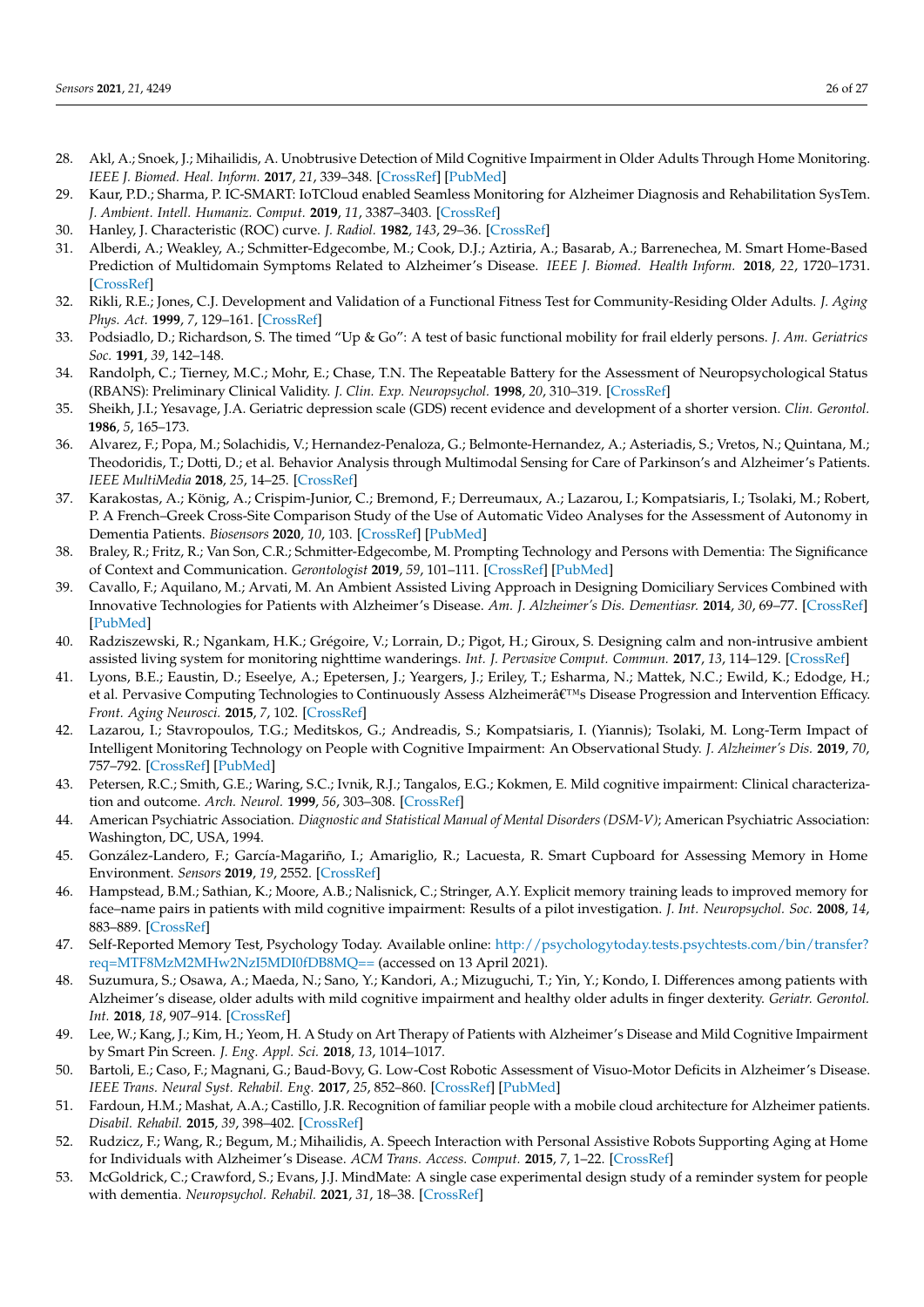28. Akl, A.; Snoek, J.; Mihailidis, A. Unobtrusive Detection of Mild Cognitive Impairment in Older Adults Through Home Monitoring. *IEEE J. Biomed. Heal. Inform.* **2017**, *21*, 339–348. [CrossRef] [PubMed]
29. Kaur, P.D.; Sharma, P. IC-SMART: IoTCloud enabled Seamless Monitoring for Alzheimer Diagnosis and Rehabilitation SysTem. *J. Ambient. Intell. Humaniz. Comput.* **2019**, *11*, 3387–3403. [CrossRef]
30. Hanley, J. Characteristic (ROC) curve. *J. Radiol.* **1982**, *143*, 29–36. [CrossRef]
31. Alberdi, A.; Weakley, A.; Schmitter-Edgecombe, M.; Cook, D.J.; Aztiria, A.; Basarab, A.; Barrenechea, M. Smart Home-Based Prediction of Multidomain Symptoms Related to Alzheimer's Disease. *IEEE J. Biomed. Health Inform.* **2018**, *22*, 1720–1731. [CrossRef]
32. Rikli, R.E.; Jones, C.J. Development and Validation of a Functional Fitness Test for Community-Residing Older Adults. *J. Aging Phys. Act.* **1999**, *7*, 129–161. [CrossRef]
33. Podsiadlo, D.; Richardson, S. The timed "Up & Go": A test of basic functional mobility for frail elderly persons. *J. Am. Geriatrics Soc.* **1991**, *39*, 142–148.
34. Randolph, C.; Tierney, M.C.; Mohr, E.; Chase, T.N. The Repeatable Battery for the Assessment of Neuropsychological Status (RBANS): Preliminary Clinical Validity. *J. Clin. Exp. Neuropsychol.* **1998**, *20*, 310–319. [CrossRef]
35. Sheikh, J.I.; Yesavage, J.A. Geriatric depression scale (GDS) recent evidence and development of a shorter version. *Clin. Gerontol.* **1986**, *5*, 165–173.
36. Alvarez, F.; Popa, M.; Solachidis, V.; Hernandez-Penaloza, G.; Belmonte-Hernandez, A.; Asteriadis, S.; Vretos, N.; Quintana, M.; Theodoridis, T.; Dotti, D.; et al. Behavior Analysis through Multimodal Sensing for Care of Parkinson's and Alzheimer's Patients. *IEEE MultiMedia* **2018**, *25*, 14–25. [CrossRef]
37. Karakostas, A.; König, A.; Crispim-Junior, C.; Bremond, F.; Derreumaux, A.; Lazarou, I.; Kompatsiaris, I.; Tsolaki, M.; Robert, P. A French–Greek Cross-Site Comparison Study of the Use of Automatic Video Analyses for the Assessment of Autonomy in Dementia Patients. *Biosensors* **2020**, *10*, 103. [CrossRef] [PubMed]
38. Braley, R.; Fritz, R.; Van Son, C.R.; Schmitter-Edgecombe, M. Prompting Technology and Persons with Dementia: The Significance of Context and Communication. *Gerontologist* **2019**, *59*, 101–111. [CrossRef] [PubMed]
39. Cavallo, F.; Aquilano, M.; Arvati, M. An Ambient Assisted Living Approach in Designing Domiciliary Services Combined with Innovative Technologies for Patients with Alzheimer's Disease. *Am. J. Alzheimer's Dis. Dementiasr.* **2014**, *30*, 69–77. [CrossRef] [PubMed]
40. Radziszewski, R.; Ngankam, H.K.; Grégoire, V.; Lorrain, D.; Pigot, H.; Giroux, S. Designing calm and non-intrusive ambient assisted living system for monitoring nighttime wanderings. *Int. J. Pervasive Comput. Commun.* **2017**, *13*, 114–129. [CrossRef]
41. Lyons, B.E.; Eaustin, D.; Eseelye, A.; Epetersen, J.; Yeargers, J.; Eriley, T.; Esharma, N.; Mattek, N.C.; Ewild, K.; Edodge, H.; et al. Pervasive Computing Technologies to Continuously Assess Alzheimerâ€™s Disease Progression and Intervention Efficacy. *Front. Aging Neurosci.* **2015**, *7*, 102. [CrossRef]
42. Lazarou, I.; Stavropoulos, T.G.; Meditskos, G.; Andreadis, S.; Kompatsiaris, I. (Yiannis); Tsolaki, M. Long-Term Impact of Intelligent Monitoring Technology on People with Cognitive Impairment: An Observational Study. *J. Alzheimer's Dis.* **2019**, *70*, 757–792. [CrossRef] [PubMed]
43. Petersen, R.C.; Smith, G.E.; Waring, S.C.; Ivnik, R.J.; Tangalos, E.G.; Kokmen, E. Mild cognitive impairment: Clinical characterization and outcome. *Arch. Neurol.* **1999**, *56*, 303–308. [CrossRef]
44. American Psychiatric Association. *Diagnostic and Statistical Manual of Mental Disorders (DSM-V)*; American Psychiatric Association: Washington, DC, USA, 1994.
45. González-Landero, F.; García-Magariño, I.; Amariglio, R.; Lacuesta, R. Smart Cupboard for Assessing Memory in Home Environment. *Sensors* **2019**, *19*, 2552. [CrossRef]
46. Hampstead, B.M.; Sathian, K.; Moore, A.B.; Nalisnick, C.; Stringer, A.Y. Explicit memory training leads to improved memory for face–name pairs in patients with mild cognitive impairment: Results of a pilot investigation. *J. Int. Neuropsychol. Soc.* **2008**, *14*, 883–889. [CrossRef]
47. Self-Reported Memory Test, Psychology Today. Available online: http://psychologytoday.tests.psychtests.com/bin/transfer?req=MTF8MzM2MHw2NzI5MDI0fDB8MQ== (accessed on 13 April 2021).
48. Suzumura, S.; Osawa, A.; Maeda, N.; Sano, Y.; Kandori, A.; Mizuguchi, T.; Yin, Y.; Kondo, I. Differences among patients with Alzheimer's disease, older adults with mild cognitive impairment and healthy older adults in finger dexterity. *Geriatr. Gerontol. Int.* **2018**, *18*, 907–914. [CrossRef]
49. Lee, W.; Kang, J.; Kim, H.; Yeom, H. A Study on Art Therapy of Patients with Alzheimer's Disease and Mild Cognitive Impairment by Smart Pin Screen. *J. Eng. Appl. Sci.* **2018**, *13*, 1014–1017.
50. Bartoli, E.; Caso, F.; Magnani, G.; Baud-Bovy, G. Low-Cost Robotic Assessment of Visuo-Motor Deficits in Alzheimer's Disease. *IEEE Trans. Neural Syst. Rehabil. Eng.* **2017**, *25*, 852–860. [CrossRef] [PubMed]
51. Fardoun, H.M.; Mashat, A.A.; Castillo, J.R. Recognition of familiar people with a mobile cloud architecture for Alzheimer patients. *Disabil. Rehabil.* **2015**, *39*, 398–402. [CrossRef]
52. Rudzicz, F.; Wang, R.; Begum, M.; Mihailidis, A. Speech Interaction with Personal Assistive Robots Supporting Aging at Home for Individuals with Alzheimer's Disease. *ACM Trans. Access. Comput.* **2015**, *7*, 1–22. [CrossRef]
53. McGoldrick, C.; Crawford, S.; Evans, J.J. MindMate: A single case experimental design study of a reminder system for people with dementia. *Neuropsychol. Rehabil.* **2021**, *31*, 18–38. [CrossRef]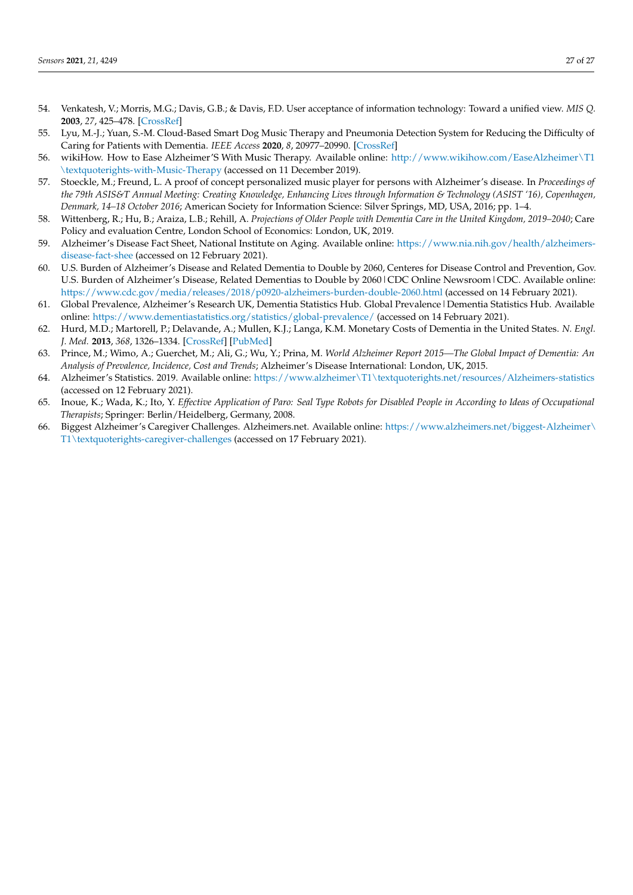54. Venkatesh, V.; Morris, M.G.; Davis, G.B.; & Davis, F.D. User acceptance of information technology: Toward a unified view. *MIS Q.* **2003**, *27*, 425–478. [CrossRef]
55. Lyu, M.-J.; Yuan, S.-M. Cloud-Based Smart Dog Music Therapy and Pneumonia Detection System for Reducing the Difficulty of Caring for Patients with Dementia. *IEEE Access* **2020**, *8*, 20977–20990. [CrossRef]
56. wikiHow. How to Ease Alzheimer'S With Music Therapy. Available online: http://www.wikihow.com/EaseAlzheimer\T1\textquoterights-with-Music-Therapy (accessed on 11 December 2019).
57. Stoeckle, M.; Freund, L. A proof of concept personalized music player for persons with Alzheimer's disease. In *Proceedings of the 79th ASIS&T Annual Meeting: Creating Knowledge, Enhancing Lives through Information & Technology (ASIST '16), Copenhagen, Denmark, 14–18 October 2016*; American Society for Information Science: Silver Springs, MD, USA, 2016; pp. 1–4.
58. Wittenberg, R.; Hu, B.; Araiza, L.B.; Rehill, A. *Projections of Older People with Dementia Care in the United Kingdom, 2019–2040*; Care Policy and evaluation Centre, London School of Economics: London, UK, 2019.
59. Alzheimer's Disease Fact Sheet, National Institute on Aging. Available online: https://www.nia.nih.gov/health/alzheimers-disease-fact-shee (accessed on 12 February 2021).
60. U.S. Burden of Alzheimer's Disease and Related Dementia to Double by 2060, Centeres for Disease Control and Prevention, Gov. U.S. Burden of Alzheimer's Disease, Related Dementias to Double by 2060 | CDC Online Newsroom | CDC. Available online: https://www.cdc.gov/media/releases/2018/p0920-alzheimers-burden-double-2060.html (accessed on 14 February 2021).
61. Global Prevalence, Alzheimer's Research UK, Dementia Statistics Hub. Global Prevalence | Dementia Statistics Hub. Available online: https://www.dementiastatistics.org/statistics/global-prevalence/ (accessed on 14 February 2021).
62. Hurd, M.D.; Martorell, P.; Delavande, A.; Mullen, K.J.; Langa, K.M. Monetary Costs of Dementia in the United States. *N. Engl. J. Med.* **2013**, *368*, 1326–1334. [CrossRef] [PubMed]
63. Prince, M.; Wimo, A.; Guerchet, M.; Ali, G.; Wu, Y.; Prina, M. *World Alzheimer Report 2015—The Global Impact of Dementia: An Analysis of Prevalence, Incidence, Cost and Trends*; Alzheimer's Disease International: London, UK, 2015.
64. Alzheimer's Statistics. 2019. Available online: https://www.alzheimer\T1\textquoterights.net/resources/Alzheimers-statistics (accessed on 12 February 2021).
65. Inoue, K.; Wada, K.; Ito, Y. *Effective Application of Paro: Seal Type Robots for Disabled People in According to Ideas of Occupational Therapists*; Springer: Berlin/Heidelberg, Germany, 2008.
66. Biggest Alzheimer's Caregiver Challenges. Alzheimers.net. Available online: https://www.alzheimers.net/biggest-Alzheimer\T1\textquoterights-caregiver-challenges (accessed on 17 February 2021).